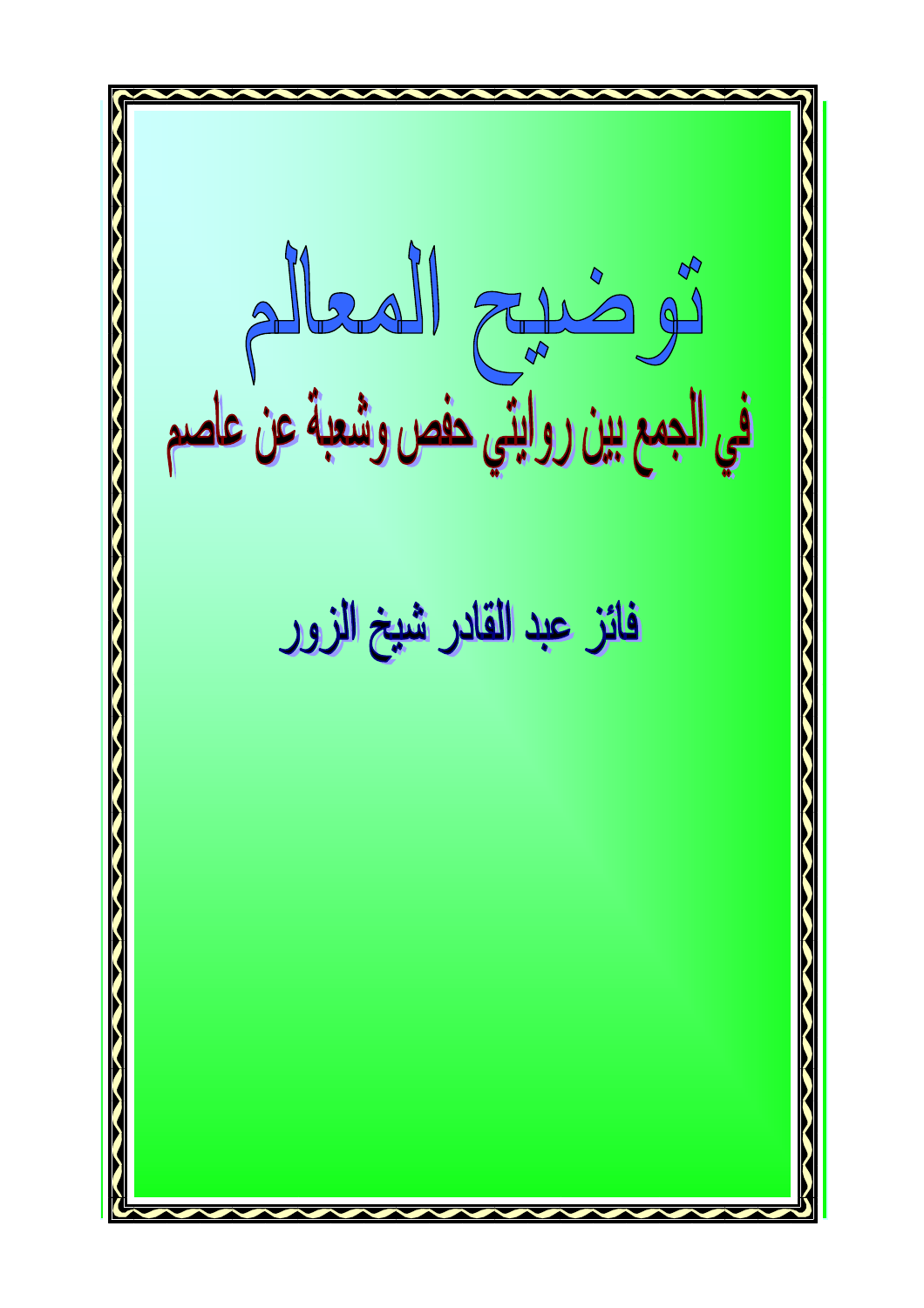# توضيح المعالم

## في الجمع بين روايتي حفص وشعبة عن عاصم

### فائز عبد القادر شيخ الزور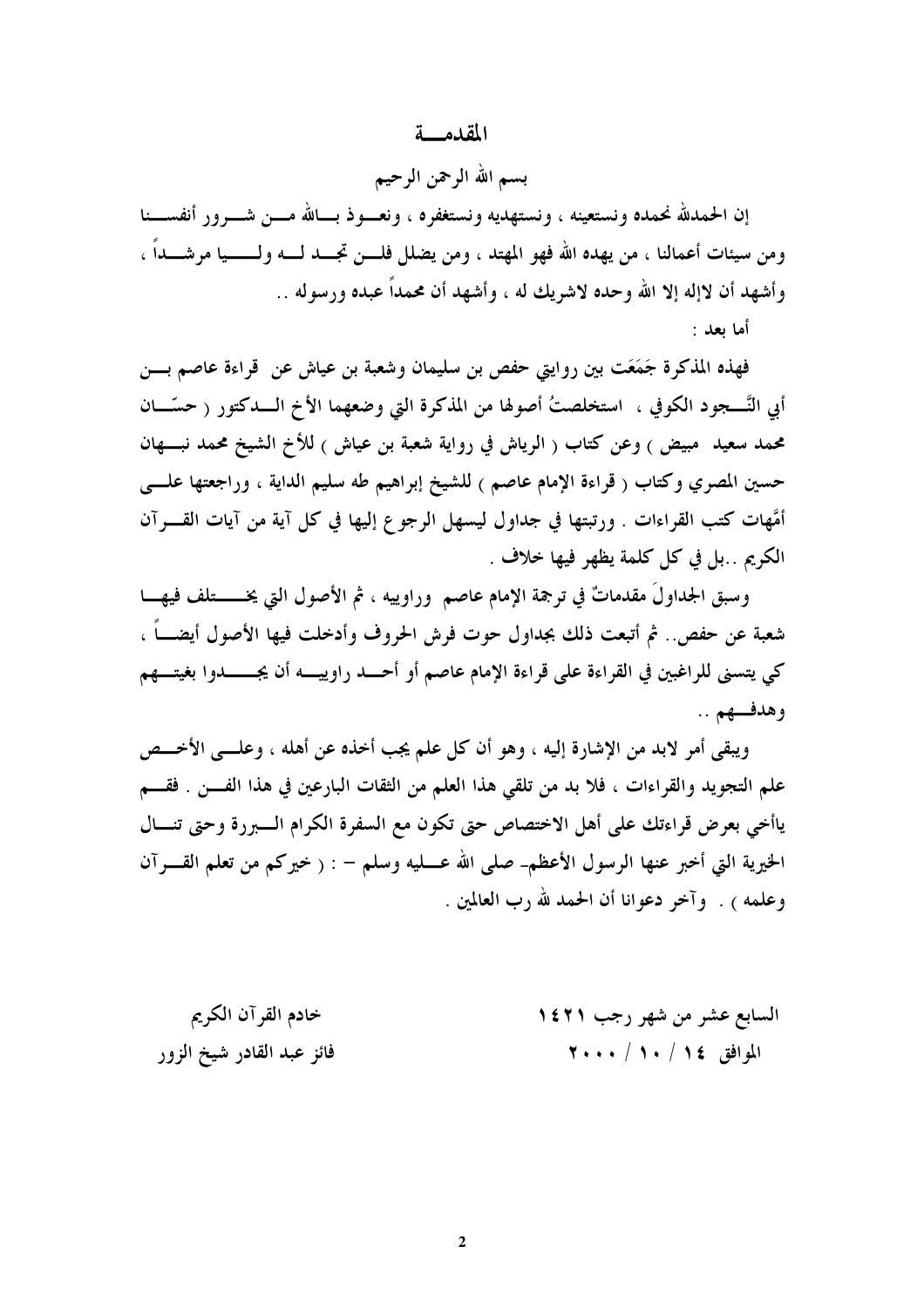## المقدمـــة

بسم الله الرحمن الرحيم

إن الحمدلله نحمده ونستعينه ، ونستهديه ونستغفره ، ونعوذ بالله من شرور أنفسنا ومن سيئات أعمالنا ، من يهده الله فهو المهتد ، ومن يضلل فلن تجد له وليا مرشداً ، وأشهد أن لاإله إلا الله وحده لاشريك له ، وأشهد أن محمداً عبده ورسوله ..

أما بعد :

فهذه المذكرة جَمَعَت بين روايتي حفص بن سليمان وشعبة بن عياش عن قراءة عاصم بن أبي النَّجود الكوفي ، استخلصتُ أصولها من المذكرة التي وضعهما الأخ الدكتور ( حسّان محمد سعيد مبيض ) وعن كتاب ( الرياش في رواية شعبة بن عياش ) للأخ الشيخ محمد نبهان حسين المصري وكتاب ( قراءة الإمام عاصم ) للشيخ إبراهيم طه سليم الداية ، وراجعتها على أمَّهات كتب القراءات . ورتبتها في جداول ليسهل الرجوع إليها في كل آية من آيات القرآن الكريم ..بل في كل كلمة يظهر فيها خلاف .

وسبق الجداولَ مقدماتٌ في ترجمة الإمام عاصم وراوييه ، ثم الأصول التي يختلف فيها شعبة عن حفص.. ثم أتبعت ذلك بجداول حوت فرش الحروف وأدخلت فيها الأصول أيضاً ، كي يتسنى للراغبين في القراءة على قراءة الإمام عاصم أو أحد راوييه أن يجدوا بغيتهم وهدفهم ..

ويبقى أمر لابد من الإشارة إليه ، وهو أن كل علم يجب أخذه عن أهله ، وعلى الأخص علم التجويد والقراءات ، فلا بد من تلقي هذا العلم من الثقات البارعين في هذا الفن . فقم ياأخي بعرض قراءتك على أهل الاختصاص حتى تكون مع السفرة الكرام البررة وحتى تنال الخيرية التي أخبر عنها الرسول الأعظم- صلى الله عليه وسلم – : ( خيركم من تعلم القرآن وعلمه ) . وآخر دعوانا أن الحمد لله رب العالمين .

السابع عشر من شهر رجب ١٤٢١
الموافق ١٤ / ١٠ / ٢٠٠٠

خادم القرآن الكريم
فائز عبد القادر شيخ الزور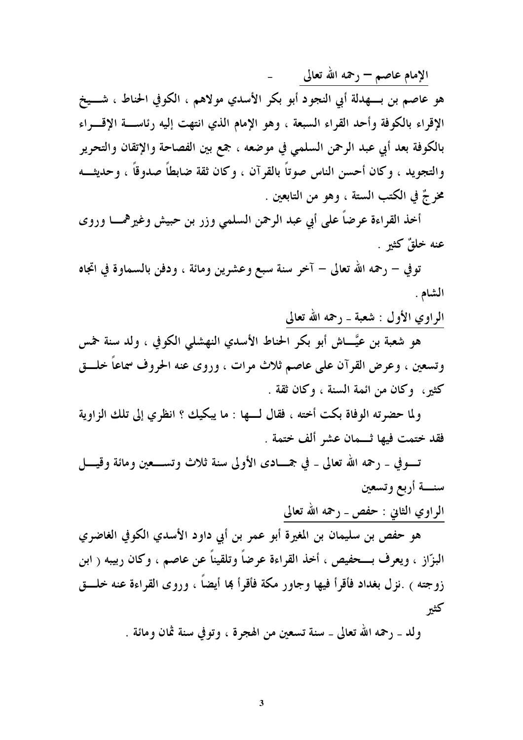## الإمام عاصم – رحمه الله تعالى

هو عاصم بن بهدلة أبي النجود أبو بكر الأسدي مولاهم ، الكوفي الحناط ، شيخ الإقراء بالكوفة وأحد القراء السبعة ، وهو الإمام الذي انتهت إليه رئاسة الإقراء بالكوفة بعد أبي عبد الرحمن السلمي في موضعه ، جمع بين الفصاحة والإتقان والتحرير والتجويد ، وكان أحسن الناس صوتاً بالقرآن ، وكان ثقة ضابطاً صدوقاً ، وحديثه مخرجٌ في الكتب الستة ، وهو من التابعين .

أخذ القراءة عرضاً على أبي عبد الرحمن السلمي وزر بن حبيش وغيرهما وروى عنه خلقٌ كثير .

توفي – رحمه الله تعالى – آخر سنة سبع وعشرين ومائة ، ودفن بالسماوة في اتجاه الشام .

## الراوي الأول : شعبة ـ رحمه الله تعالى

هو شعبة بن عيَّاش أبو بكر الحناط الأسدي النهشلي الكوفي ، ولد سنة خمس وتسعين ، وعرض القرآن على عاصم ثلاث مرات ، وروى عنه الحروف سماعاً خلق كثير، وكان من ائمة السنة ، وكان ثقة .

ولما حضرته الوفاة بكت أخته ، فقال لها : ما يبكيك ؟ انظري إلى تلك الزاوية فقد ختمت فيها ثمان عشر ألف ختمة .

توفي ـ رحمه الله تعالى ـ في جمادى الأولى سنة ثلاث وتسعين ومائة وقيل سنة أربع وتسعين

## الراوي الثاني : حفص ـ رحمه الله تعالى

هو حفص بن سليمان بن المغيرة أبو عمر بن أبي داود الأسدي الكوفي الغاضري البزّاز ، ويعرف بحفيص ، أخذ القراءة عرضاً وتلقيناً عن عاصم ، وكان ربيبه ( ابن زوجته ) .نزل بغداد فأقرأ فيها وجاور مكة فأقرأ بها أيضاً ، وروى القراءة عنه خلق كثير

ولد ـ رحمه الله تعالى ـ سنة تسعين من الهجرة ، وتوفي سنة ثمان ومائة .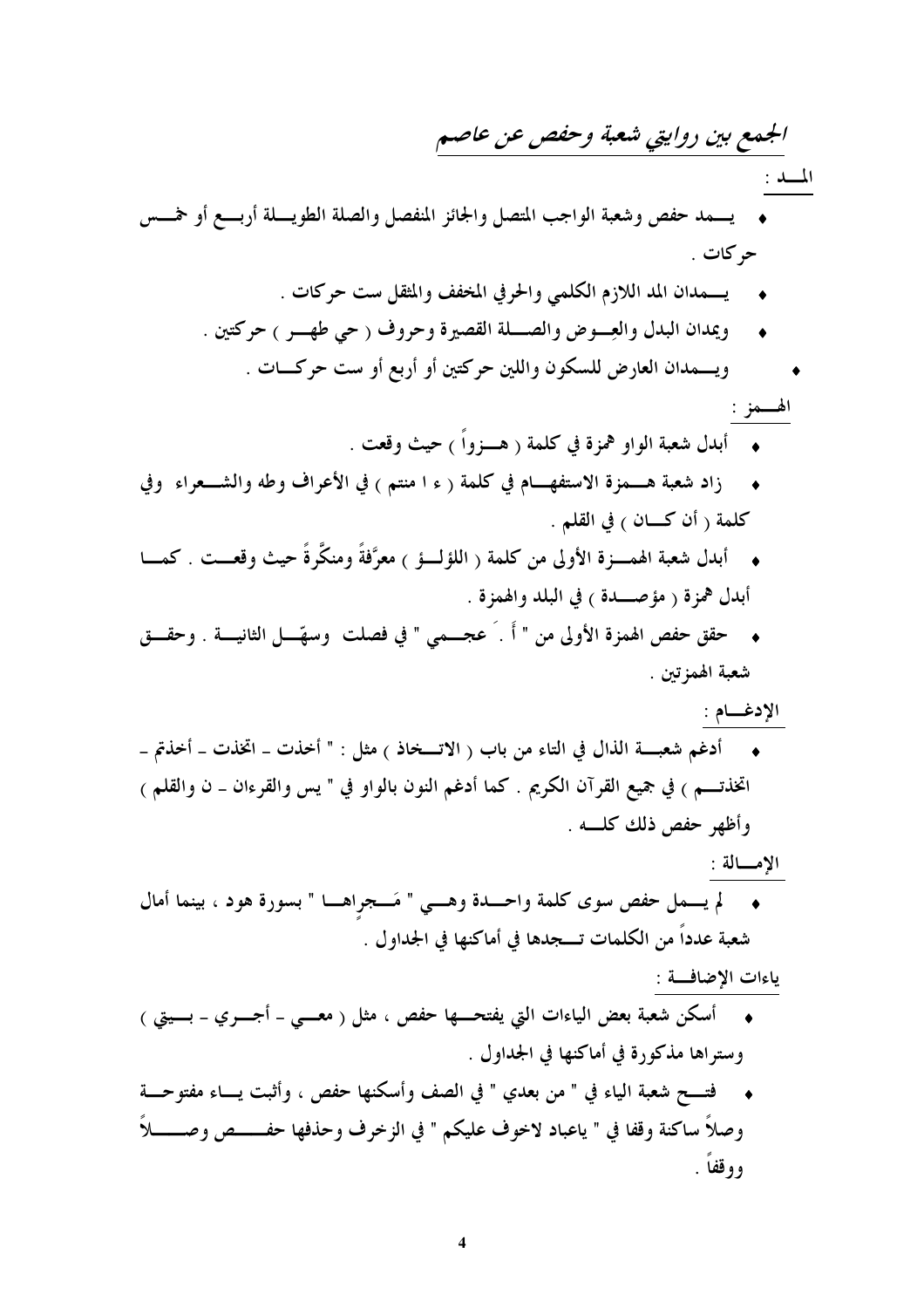## *الجمع بين روايتي شعبة وحفص عن عاصم*

### المــد :

- يــمد حفص وشعبة الواجب المتصل والجائز المنفصل والصلة الطويــلة أربــع أو خمــس حركات .
- يــمدان المد اللازم الكلمي والحرفي المخفف والمثقل ست حركات .
- ويمدان البدل والعِــوض والصــلة القصيرة وحروف ( حي طهــر ) حركتين .
- ويــمدان العارض للسكون واللين حركتين أو أربع أو ست حركــات .

### الهــمز :

- أبدل شعبة الواو همزة في كلمة ( هــزواً ) حيث وقعت .
- زاد شعبة هــمزة الاستفهــام في كلمة ( ء ا منتم ) في الأعراف وطه والشــعراء وفي كلمة ( أن كــان ) في القلم .
- أبدل شعبة الهمــزة الأولى من كلمة ( اللؤلــؤ ) معرَّفةً ومنكَّرةً حيث وقعــت . كمــا أبدل همزة ( مؤصــدة ) في البلد والهمزة .
- حقق حفص الهمزة الأولى من " أَ . َ عجــمي " في فصلت وسهّــل الثانيــة . وحقــق شعبة الهمزتين .

### الإدغــام :

- أدغم شعبــة الذال في التاء من باب ( الاتــخاذ ) مثل : " أخذت ـ اتخذت ـ أخذتم ـ اتخذتــم ) في جميع القرآن الكريم . كما أدغم النون بالواو في " يس والقرءان ـ ن والقلم ) وأظهر حفص ذلك كلــه .

### الإمــالة :

- لم يــمل حفص سوى كلمة واحــدة وهــي " مَــجراهــا " بسورة هود ، بينما أمال شعبة عدداً من الكلمات تــجدها في أماكنها في الجداول .

### ياءات الإضافــة :

- أسكن شعبة بعض الياءات التي يفتحــها حفص ، مثل ( معــي ـ أجــري ـ بــيتي ) وستراها مذكورة في أماكنها في الجداول .
- فتــح شعبة الياء في " من بعدي " في الصف وأسكنها حفص ، وأثبت يــاء مفتوحــة وصلاً ساكنة وقفا في " ياعباد لاخوف عليكم " في الزخرف وحذفها حفــــص وصــــلاً ووقفاً .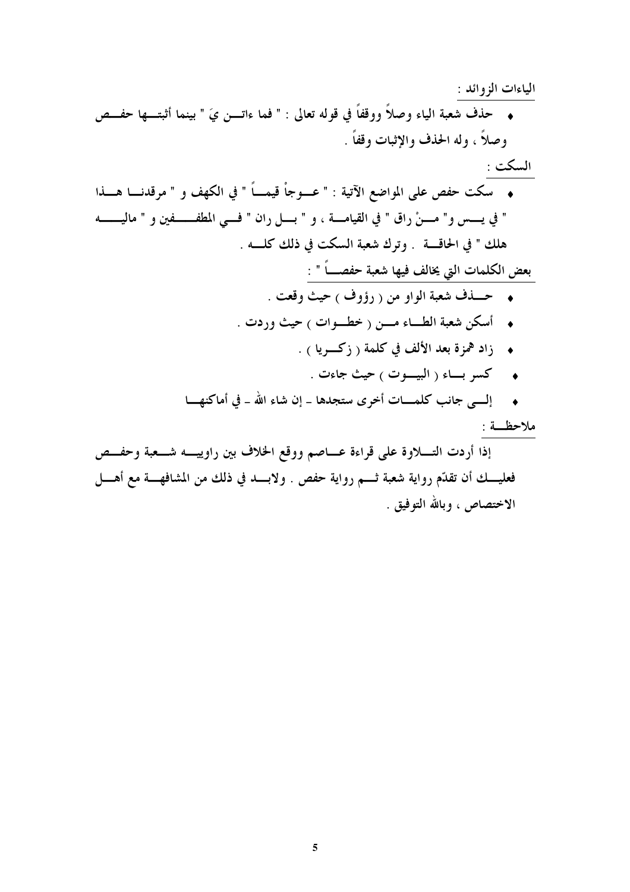الياءات الزوائد :

- حذف شعبة الياء وصلاً ووقفاً في قوله تعالى : " فما ءاتـــن يَ " بينما أثبتـــها حفـــص وصلاً ، وله الحذف والإثبات وقفاً .

السكت :

- سكت حفص على المواضع الآتية : " عـــوجاْ قيمـــاً " في الكهف و " مرقدنـــا هـــذا " في يـــس و" مـــنْ راق " في القيامـــة ، و " بـــل ران " فـــي المطفـــــفين و " ماليـــــه هلك " في الحاقـــة . وترك شعبة السكت في ذلك كلـــه .

بعض الكلمات التي يخالف فيها شعبة حفصـــاً " :

- حـــذف شعبة الواو من ( رؤوف ) حيث وقعت .
- أسكن شعبة الطـــاء مـــن ( خطـــوات ) حيث وردت .
- زاد همزة بعد الألف في كلمة ( زكـــريا ) .
- كسر بـــاء ( البيـــوت ) حيث جاءت .
- إلـــى جانب كلمـــات أخرى ستجدها ـ إن شاء الله ـ في أماكنهـــا

ملاحظـــة :

إذا أردت التـــلاوة على قراءة عـــاصم ووقع الخلاف بين راوييـــه شـــعبة وحفـــص فعليـــك أن تقدّم رواية شعبة ثـــم رواية حفص . ولابـــد في ذلك من المشافهـــة مع أهـــل الاختصاص ، وبالله التوفيق .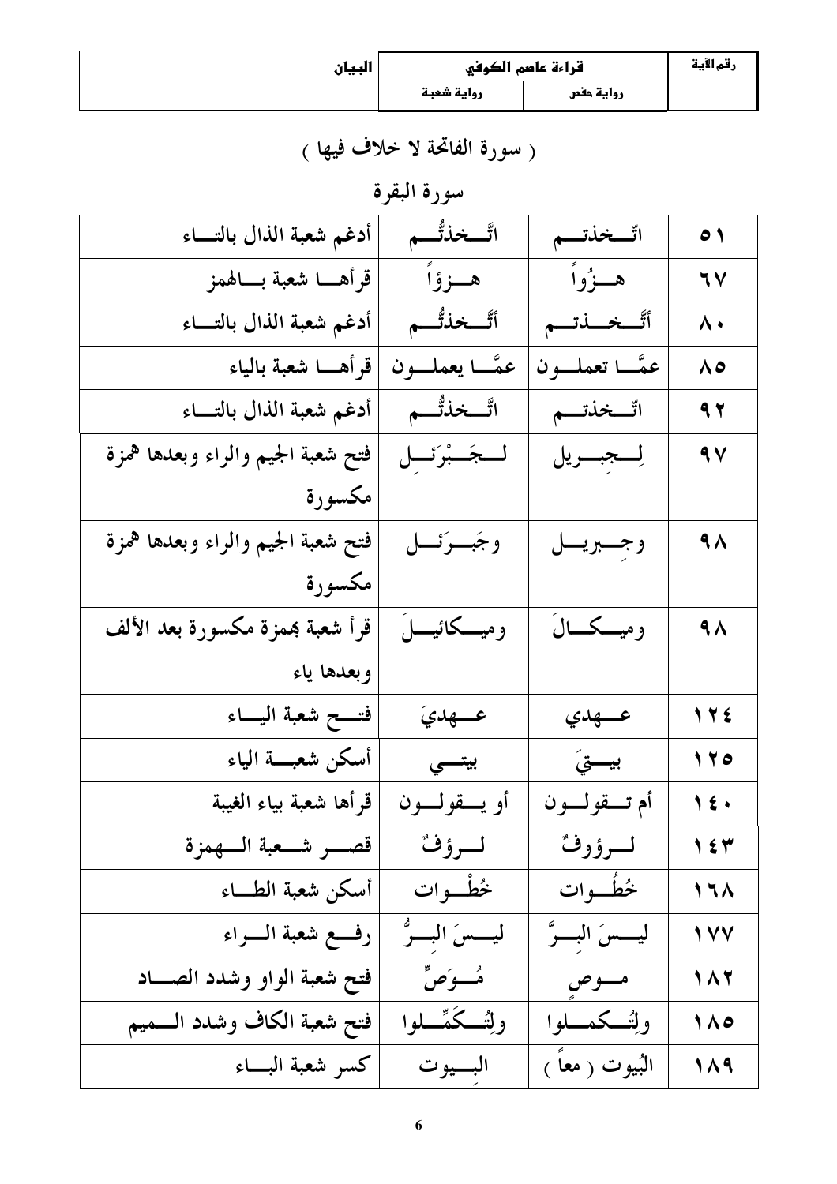| البيان | قراءة عاصم الكوفي | | رقم الآية |
|---|---|---|---|
| | رواية شعبة | رواية حفص | |

( سورة الفاتحة لا خلاف فيها )

## سورة البقرة

| البيان | رواية شعبة | رواية حفص | رقم الآية |
|---|---|---|---|
| أدغم شعبة الذال بالتـــاء | اتَّـــخذتُّـــم | اتّـــخذتـــم | ٥١ |
| قرأهـــا شعبة بـــالهمز | هـــزؤاً | هـــزُواً | ٦٧ |
| أدغم شعبة الذال بالتـــاء | أتَّـــخذتُّـــم | أتَّـــخـــذتـــم | ٨٠ |
| قرأهـــا شعبة بالياء | عمَّـــا يعملـــون | عمَّـــا تعملـــون | ٨٥ |
| أدغم شعبة الذال بالتـــاء | اتَّـــخذتُّـــم | اتّـــخذتـــم | ٩٢ |
| فتح شعبة الجيم والراء وبعدها همزة مكسورة | لـــجَـــبْرَئـــل | لِـــجِبـــريل | ٩٧ |
| فتح شعبة الجيم والراء وبعدها همزة مكسورة | وجَبَـــرَئـــل | وجِـــبريـــل | ٩٨ |
| قرأ شعبة بهمزة مكسورة بعد الألف وبعدها ياء | وميـــكائيـــلَ | وميـــكـــالَ | ٩٨ |
| فتـــح شعبة اليـــاء | عـــهديَ | عـــهدي | ١٢٤ |
| أسكن شعبـــة الياء | بيتـــي | بيـــتِيَ | ١٢٥ |
| قرأها شعبة بياء الغيبة | أو يـــقولـــون | أم تـــقولـــون | ١٤٠ |
| قصـــر شـــعبة الـــهمزة | لـــرؤفٌ | لـــرؤوفٌ | ١٤٣ |
| أسكن شعبة الطـــاء | خُطْـــوات | خُطُـــوات | ١٦٨ |
| رفـــع شعبة الـــراء | ليـــسَ البِـــرُّ | ليـــسَ البِـــرَّ | ١٧٧ |
| فتح شعبة الواو وشدد الصـــاد | مُـــوَصٍّ | مـــوصٍ | ١٨٢ |
| فتح شعبة الكاف وشدد الـــميم | ولِتُـــكَمِّـــلوا | ولِتُـــكمـــلوا | ١٨٥ |
| كسر شعبة البـــاء | البِـــيوت | البُيوت ( معاً ) | ١٨٩ |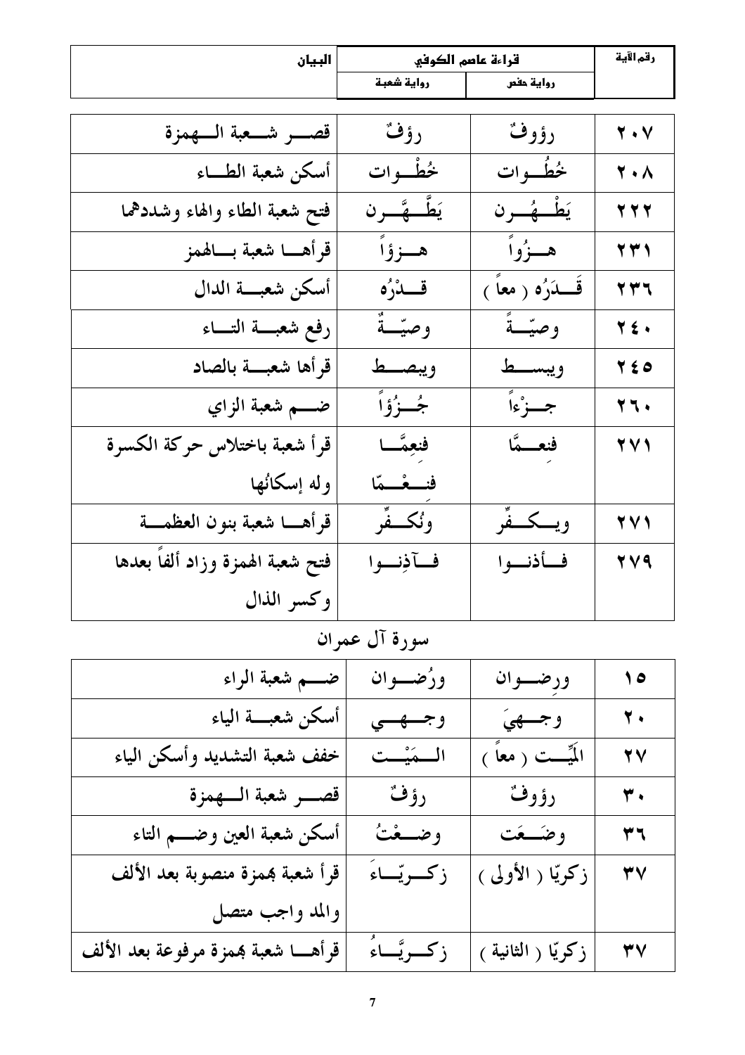| رقم الآية | قراءة عاصم الكوفي | | البيان |
|---|---|---|---|
| | رواية حفص | رواية شعبة | |
| ٢٠٧ | رؤوفٌ | رؤفٌ | قصـــر شـــعبة الـــهمزة |
| ٢٠٨ | خُطُـوات | خُطْـوات | أسكن شعبة الطـاء |
| ٢٢٢ | يَطْـهُـرن | يَطَّـهَّـرن | فتح شعبة الطاء والهاء وشددهما |
| ٢٣١ | هــزُواً | هــزؤاً | قرأهـا شعبة بـالهمز |
| ٢٣٦ | قَــدَرُه ( معاً ) | قــدْرُه | أسكن شعبــة الدال |
| ٢٤٠ | وصيّــةً | وصيّــةٌ | رفع شعبــة التــاء |
| ٢٤٥ | ويبســط | ويبصــط | قرأها شعبــة بالصاد |
| ٢٦٠ | جــزْءاً | جُـزُؤاً | ضــم شعبة الزاي |
| ٢٧١ | فنِعــمَّا | فنعِمَّـا<br>فنِـعْـمّا | قرأ شعبة باختلاس حركة الكسرة<br>وله إسكانُها |
| ٢٧١ | ويـكـفِّر | ونُكـفِّر | قرأهـا شعبة بنون العظمــة |
| ٢٧٩ | فـأذنـوا | فـآذِنـوا | فتح شعبة الهمزة وزاد ألفاً بعدها<br>وكسر الذال |

## سورة آل عمران

| رقم الآية | رواية حفص | رواية شعبة | البيان |
|---|---|---|---|
| ١٥ | ورِضــوان | ورُضــوان | ضــم شعبة الراء |
| ٢٠ | وجــهيَ | وجــهـي | أسكن شعبــة الياء |
| ٢٧ | الميِّــت ( معاً ) | الــمَيْــت | خفف شعبة التشديد وأسكن الياء |
| ٣٠ | رؤوفٌ | رؤفٌ | قصــر شعبة الـــهمزة |
| ٣٦ | وضَــعَت | وضــعْتُ | أسكن شعبة العين وضــم التاء |
| ٣٧ | زكريّا ( الأولى ) | زكــريّــاءَ | قرأ شعبة بهمزة منصوبة بعد الألف<br>والمد واجب متصل |
| ٣٧ | زكريّا ( الثانية ) | زكــريَّــاءُ | قرأهـا شعبة بهمزة مرفوعة بعد الألف |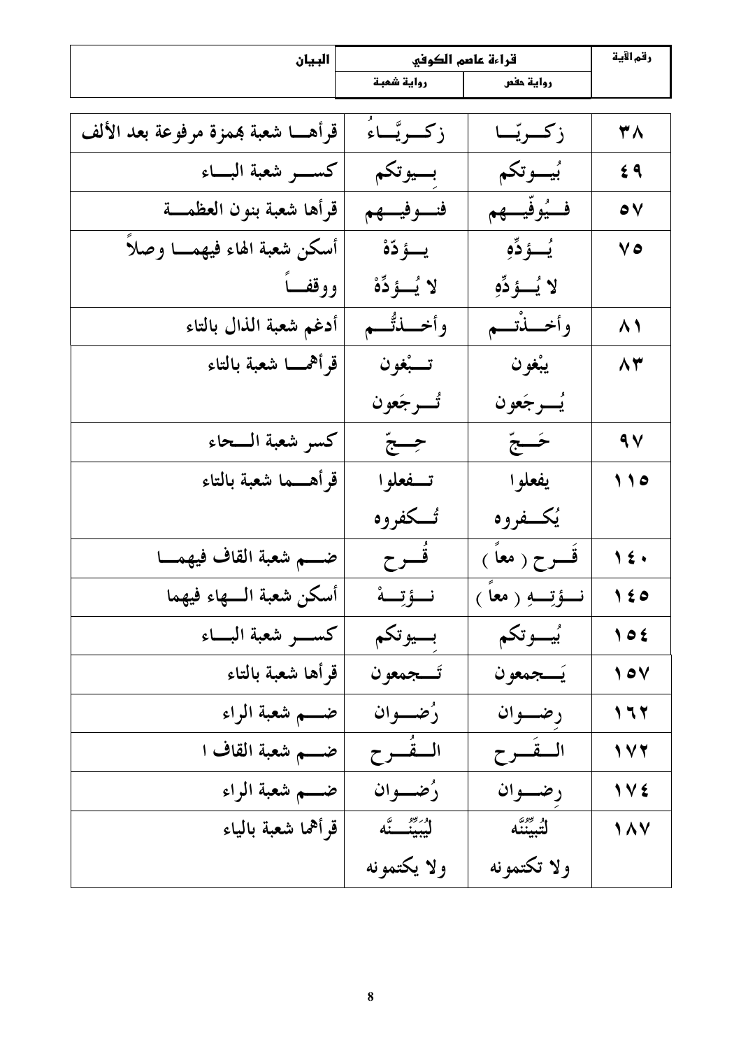| رقم الآية | قراءة عاصم الكوفي | | البيان |
|---|---|---|---|
| | رواية حفص | رواية شعبة | |
| ٣٨ | زكــريّــا | زكــريَّــاءُ | قرأهــا شعبة بهمزة مرفوعة بعد الألف |
| ٤٩ | بُيــوتكم | بِــيوتكم | كســر شعبة البــاء |
| ٥٧ | فــيُوفِّيــهم | فنــوفيــهم | قرأها شعبة بنون العظمــة |
| ٧٥ | يُــؤدِّهِ<br>لا يُــؤدِّهِ | يــؤدّهْ<br>لا يُــؤدِّهْ | أسكن شعبة الهاء فيهمــا وصلاً ووقفــاً |
| ٨١ | وأخــذْتــم | وأخــذتُّــم | أدغم شعبة الذال بالتاء |
| ٨٣ | يبْغون<br>يُــرجَعون | تــبْغون<br>تُــرجَعون | قرأهمــا شعبة بالتاء |
| ٩٧ | حَــجّ | حِــجّ | كسر شعبة الــحاء |
| ١١٥ | يفعلوا<br>يُكــفروه | تــفعلوا<br>تُــكفروه | قرأهــما شعبة بالتاء |
| ١٤٠ | قَــرح ( معاً ) | قُــرح | ضــم شعبة القاف فيهمــا |
| ١٤٥ | نــؤتِــهِ ( معاً ) | نــؤتِــهْ | أسكن شعبة الــهاء فيهما |
| ١٥٤ | بُيــوتكم | بِــيوتكم | كســر شعبة البــاء |
| ١٥٧ | يَــجمعون | تَــجمعون | قرأها شعبة بالتاء |
| ١٦٢ | رِضــوان | رُضــوان | ضــم شعبة الراء |
| ١٧٢ | الــقَــرح | الــقُــرح | ضــم شعبة القاف ا |
| ١٧٤ | رِضــوان | رُضــوان | ضــم شعبة الراء |
| ١٨٧ | لتُبيِّنُنَّه<br>ولا تكتمونه | ليُبَيِّنُــنَّه<br>ولا يكتمونه | قرأهما شعبة بالياء |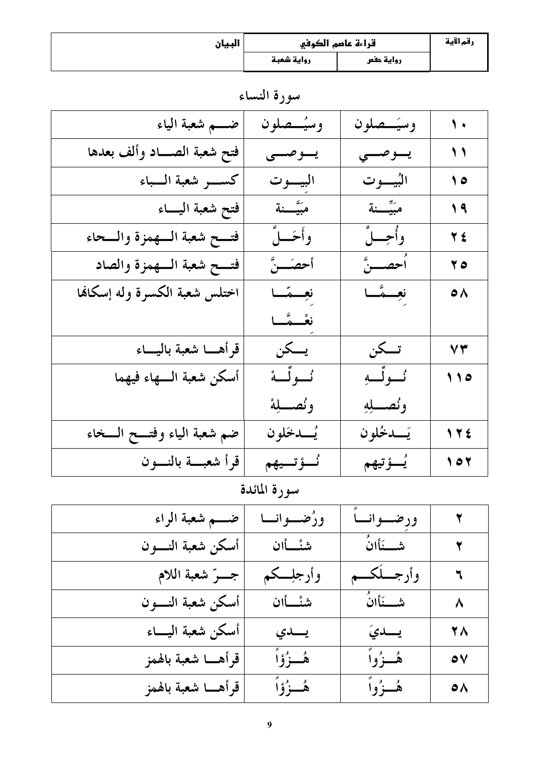| رقم الآية | قراءة عاصم الكوفي | | البيان |
|---|---|---|---|
| | رواية حفص | رواية شعبة | |

## سورة النساء

| رقم الآية | رواية حفص | رواية شعبة | البيان |
|---|---|---|---|
| ١٠ | وسيَــصلون | وسيُــصلون | ضــم شعبة الياء |
| ١١ | يــوصــي | يــوصــى | فتح شعبة الصــاد وألف بعدها |
| ١٥ | البُيــوت | البِيــوت | كســر شعبة الــباء |
| ١٩ | مبَيِّــنة | مبَيَّــنة | فتح شعبة اليــاء |
| ٢٤ | وأُحِــلَّ | وأَحَــلَّ | فتــح شعبة الــهمزة والــحاء |
| ٢٥ | أُحصِــنَّ | أحصَــنَّ | فتــح شعبة الــهمزة والصاد |
| ٥٨ | نِعِــمَّــا | نِعِــمّــا<br>نعْــمَّــا | اختلس شعبة الكسرة وله إسكانها |
| ٧٣ | تــكن | يــكن | قرأهــا شعبة باليــاء |
| ١١٥ | نُــولِّــهِ<br>ونُصــلِهِ | نُــولِّــهْ<br>ونُصــلِهْ | أسكن شعبة الــهاء فيهما |
| ١٢٤ | يَــدخُلون | يُــدخَلون | ضم شعبة الياء وفتــح الــخاء |
| ١٥٢ | يُــؤتيهم | نُــؤتــيهم | قرأ شعبــة بالنــون |

## سورة المائدة

| رقم الآية | رواية حفص | رواية شعبة | البيان |
|---|---|---|---|
| ٢ | ورِضــوانــاً | ورُضــوانــا | ضــم شعبة الراء |
| ٢ | شــنَأانُ | شنْــأان | أسكن شعبة النــون |
| ٦ | وأرجــلَكــم | وأرجلِــكم | جــرّ شعبة اللام |
| ٨ | شــنَأانُ | شنْــأان | أسكن شعبة النــون |
| ٢٨ | يــديَ | يــدي | أسكن شعبة اليــاء |
| ٥٧ | هُــزُواً | هُــزُؤاً | قرأهــا شعبة بالهمز |
| ٥٨ | هُــزُواً | هُــزُؤاً | قرأهــا شعبة بالهمز |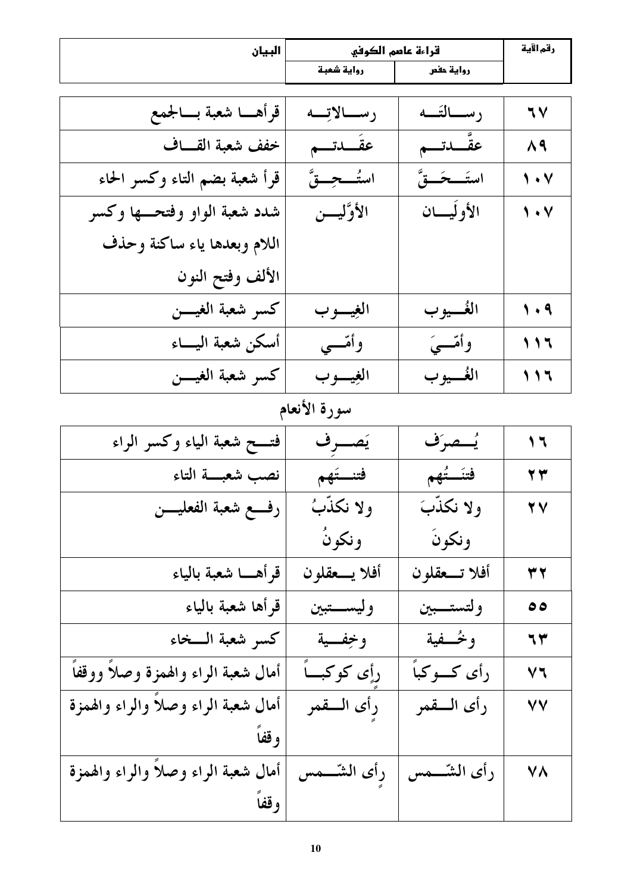| رقم الآية | قراءة عاصم الكوفي | | البيان |
|---|---|---|---|
| | رواية حفص | رواية شعبة | |
| ٦٧ | رسـالتَـه | رسـالاتِـه | قرأهـا شعبة بـالجمع |
| ٨٩ | عقَّـدتـم | عقَـدتـم | خفف شعبة القـاف |
| ١٠٧ | استَـحَـقَّ | استُـحِـقَّ | قرأ شعبة بضم التاء وكسر الحاء |
| ١٠٧ | الأولَيـان | الأوَّليـن | شدد شعبة الواو وفتحـها وكسر اللام وبعدها ياء ساكنة وحذف الألف وفتح النون |
| ١٠٩ | الغُـيوب | الغِيـوب | كسر شعبة الغيـن |
| ١١٦ | وأمّـيَ | وأمّـي | أسكن شعبة اليـاء |
| ١١٦ | الغُـيوب | الغِيـوب | كسر شعبة الغيـن |

## سورة الأنعام

| رقم الآية | رواية حفص | رواية شعبة | البيان |
|---|---|---|---|
| ١٦ | يُـصرَف | يَصـرِف | فتـح شعبة الياء وكسر الراء |
| ٢٣ | فتنَـتُهم | فتنـتَهم | نصب شعبـة التاء |
| ٢٧ | ولا نكذّبَ ونكونَ | ولا نكذّبُ ونكونُ | رفـع شعبة الفعليـن |
| ٣٢ | أفلا تـعقلون | أفلا يـعقلون | قرأهـا شعبة بالياء |
| ٥٥ | ولتستـبين | وليسـتبين | قرأها شعبة بالياء |
| ٦٣ | وخُـفية | وخِفـية | كسر شعبة الـخاء |
| ٧٦ | رأى كـوكباً | رِأِى كوكبـاً | أمال شعبة الراء والهمزة وصلاً ووقفاً |
| ٧٧ | رأى الـقمر | رِأى الـقمر | أمال شعبة الراء وصلاً والراء والهمزة وقفاً |
| ٧٨ | رأى الشّـمس | رِأى الشّـمس | أمال شعبة الراء وصلاً والراء والهمزة وقفاً |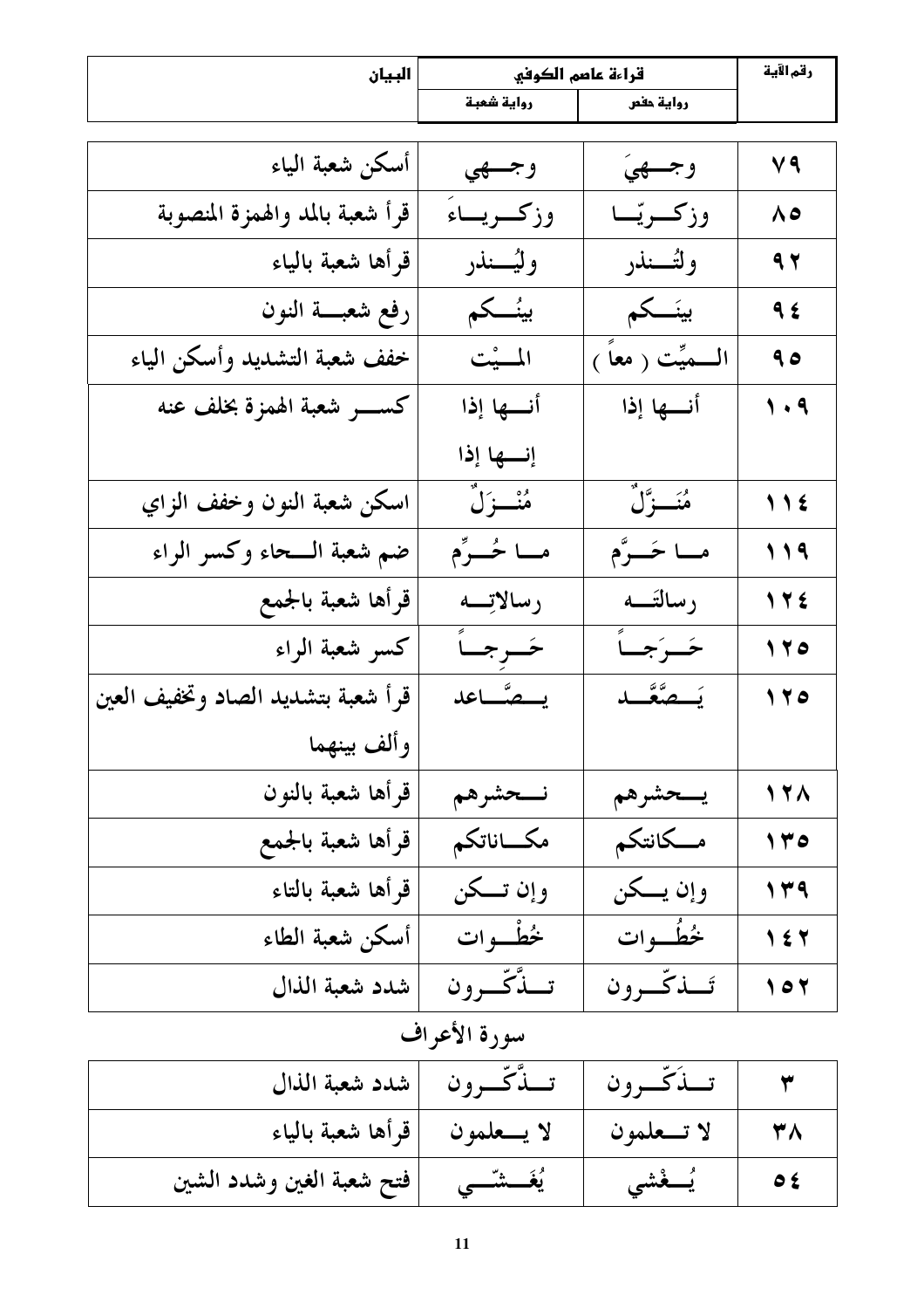| رقم الآية | قراءة عاصم الكوفي | | البيان |
|---|---|---|---|
| | رواية حفص | رواية شعبة | |
| ٧٩ | وجـــهيَ | وجـــهي | أسكن شعبة الياء |
| ٨٥ | وزكـــريّـــا | وزكـــريـــاءَ | قرأ شعبة بالمد والهمزة المنصوبة |
| ٩٢ | ولتُـــنذر | وليُـــنذر | قرأها شعبة بالياء |
| ٩٤ | بينَـــكم | بينُـــكم | رفع شعبـــة النون |
| ٩٥ | الـــميِّت ( معاً ) | المـــيْت | خفف شعبة التشديد وأسكن الياء |
| ١٠٩ | أنـــها إذا | أنـــها إذا<br>إنـــها إذا | كســـر شعبة الهمزة بخلف عنه |
| ١١٤ | مُنَـــزَّلٌ | مُنْـــزَلٌ | اسكن شعبة النون وخفف الزاي |
| ١١٩ | مـــا حَـــرَّم | مـــا حُـــرِّم | ضم شعبة الـــحاء وكسر الراء |
| ١٢٤ | رسالتَـــه | رسالاتِـــه | قرأها شعبة بالجمع |
| ١٢٥ | حَـــرَجـــاً | حَـــرِجـــاً | كسر شعبة الراء |
| ١٢٥ | يَـــصَّعَّـــد | يـــصَّـــاعد | قرأ شعبة بتشديد الصاد وتخفيف العين وألف بينهما |
| ١٢٨ | يـــحشرهم | نـــحشرهم | قرأها شعبة بالنون |
| ١٣٥ | مـــكانتكم | مكـــاناتكم | قرأها شعبة بالجمع |
| ١٣٩ | وإن يـــكن | وإن تـــكن | قرأها شعبة بالتاء |
| ١٤٢ | خُطُـــوات | خُطْـــوات | أسكن شعبة الطاء |
| ١٥٢ | تَـــذكّـــرون | تـــذَّكّـــرون | شدد شعبة الذال |

## سورة الأعراف

| رقم الآية | رواية حفص | رواية شعبة | البيان |
|---|---|---|---|
| ٣ | تـــذَكّـــرون | تـــذَّكّـــرون | شدد شعبة الذال |
| ٣٨ | لا تـــعلمون | لا يـــعلمون | قرأها شعبة بالياء |
| ٥٤ | يُـــغْشي | يُغَـــشّـــي | فتح شعبة الغين وشدد الشين |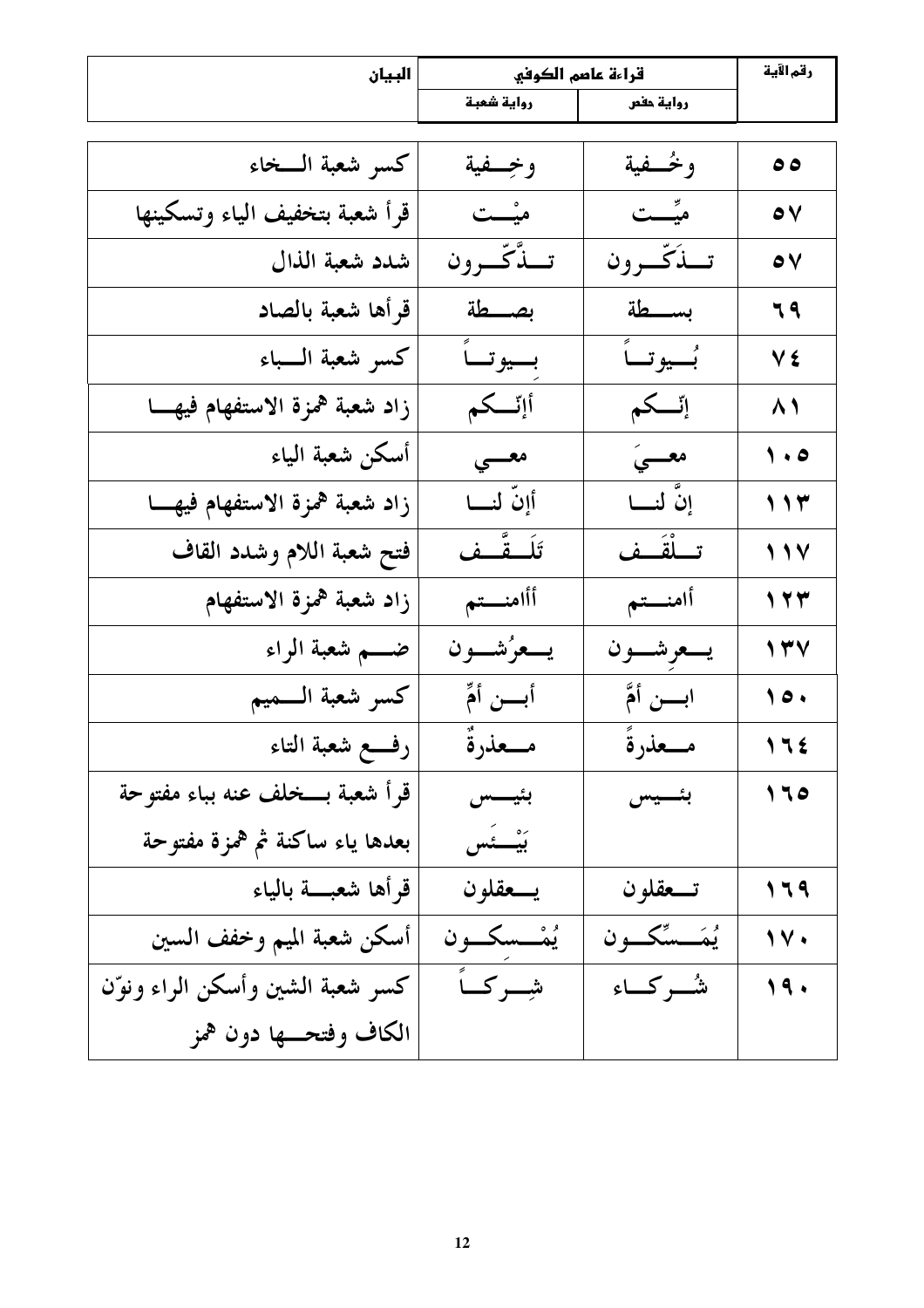| رقم الآية | قراءة عاصم الكوفي | | البيان |
|---|---|---|---|
| | رواية حفص | رواية شعبة | |
| ٥٥ | وخُــفية | وخِــفية | كسر شعبة الــخاء |
| ٥٧ | ميِّــت | ميْــت | قرأ شعبة بتخفيف الياء وتسكينها |
| ٥٧ | تــذَكّــرون | تــذّكّــرون | شدد شعبة الذال |
| ٦٩ | بســـطة | بصـــطة | قرأها شعبة بالصاد |
| ٧٤ | بُــيوتــاً | بِــيوتــاً | كسر شعبة الــباء |
| ٨١ | إنّــكم | أإنّــكم | زاد شعبة همزة الاستفهام فيهــا |
| ١٠٥ | معــيَ | معــي | أسكن شعبة الياء |
| ١١٣ | إنَّ لنــا | أإنّ لنــا | زاد شعبة همزة الاستفهام فيهــا |
| ١١٧ | تــلْقَــف | تَلَــقَّــف | فتح شعبة اللام وشدد القاف |
| ١٢٣ | أامنــتم | أأامنــتم | زاد شعبة همزة الاستفهام |
| ١٣٧ | يــعرِشــون | يــعرُشــون | ضــم شعبة الراء |
| ١٥٠ | ابــن أمَّ | أبــن أمِّ | كسر شعبة الــميم |
| ١٦٤ | مــعذرةً | مــعذرةٌ | رفــع شعبة التاء |
| ١٦٥ | بئــيس | بئيــس<br>بَيْــئَس | قرأ شعبة بــخلف عنه بباء مفتوحة بعدها ياء ساكنة ثم همزة مفتوحة |
| ١٦٩ | تــعقلون | يــعقلون | قرأها شعبــة بالياء |
| ١٧٠ | يُمَــسِّكــون | يُمْــسِكــون | أسكن شعبة الميم وخفف السين |
| ١٩٠ | شُــركــاء | شِــركــاً | كسر شعبة الشين وأسكن الراء ونوّن الكاف وفتحــها دون همز |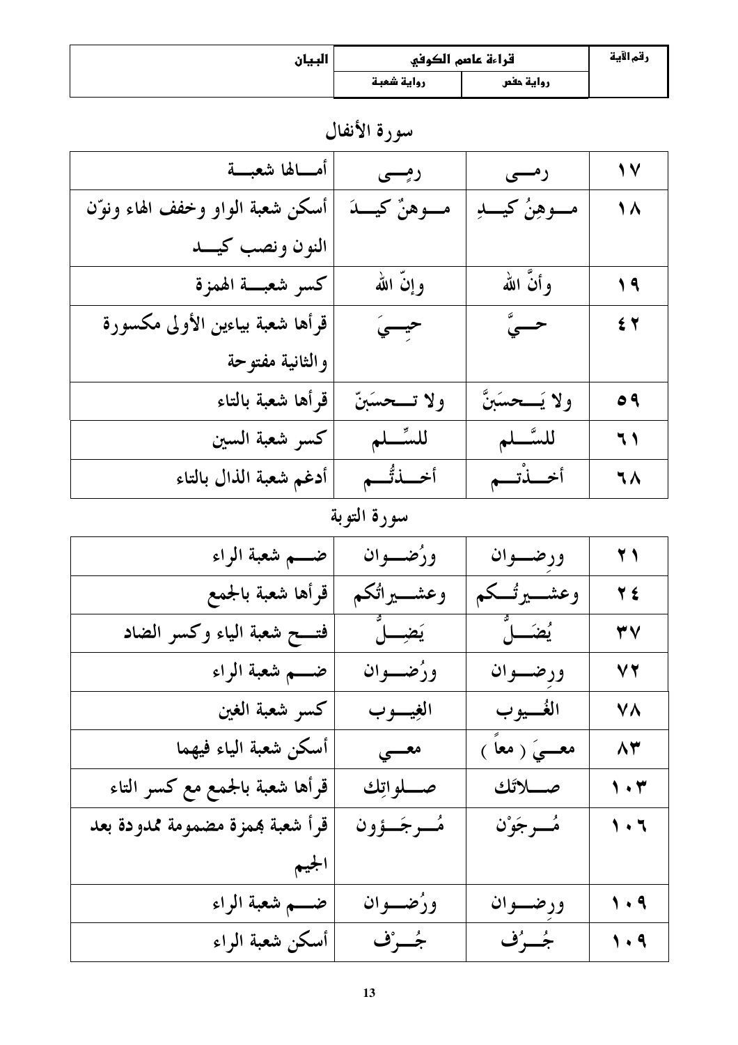| البيان | قراءة عاصم الكوفي | | رقم الآية |
|---|---|---|---|
| | رواية شعبة | رواية حفص | |

## سورة الأنفال

| البيان | رواية شعبة | رواية حفص | رقم الآية |
|---|---|---|---|
| أمـــالها شعبـــة | رمِــى | رمـــى | ١٧ |
| أسكن شعبة الواو وخفف الهاء ونوّن النون ونصب كيــد | مـــوهنٌ كيــدَ | مـــوهِنُ كيـــدِ | ١٨ |
| كسر شعبـــة الهمزة | وإنّ الله | وأنَّ الله | ١٩ |
| قرأها شعبة بياءين الأولى مكسورة والثانية مفتوحة | حيِـــيَ | حـــيَّ | ٤٢ |
| قرأها شعبة بالتاء | ولا تـــحسَبَنّ | ولا يَـــحسَبَنَّ | ٥٩ |
| كسر شعبة السين | للسِّـــلم | للسَّـــلم | ٦١ |
| أدغم شعبة الذال بالتاء | أخـــذتُّـــم | أخـــذْتـــم | ٦٨ |

## سورة التوبة

| البيان | رواية شعبة | رواية حفص | رقم الآية |
|---|---|---|---|
| ضـــم شعبة الراء | ورُضــوان | ورِضــوان | ٢١ |
| قرأها شعبة بالجمع | وعشـــيراتُكم | وعشـــيرتُـــكم | ٢٤ |
| فتـــح شعبة الياء وكسر الضاد | يَضِـــلُّ | يُضَـــلُّ | ٣٧ |
| ضـــم شعبة الراء | ورُضــوان | ورِضــوان | ٧٢ |
| كسر شعبة الغين | الغِيـــوب | الغُـــيوب | ٧٨ |
| أسكن شعبة الياء فيهما | معـــي | معـــيَ ( معاً ) | ٨٣ |
| قرأها شعبة بالجمع مع كسر التاء | صـــلواتِك | صـــلاتَك | ١٠٣ |
| قرأ شعبة بهمزة مضمومة ممدودة بعد الجيم | مُـــرجَـــؤون | مُـــرجَوْن | ١٠٦ |
| ضـــم شعبة الراء | ورُضــوان | ورِضــوان | ١٠٩ |
| أسكن شعبة الراء | جُـــرْف | جُـــرُف | ١٠٩ |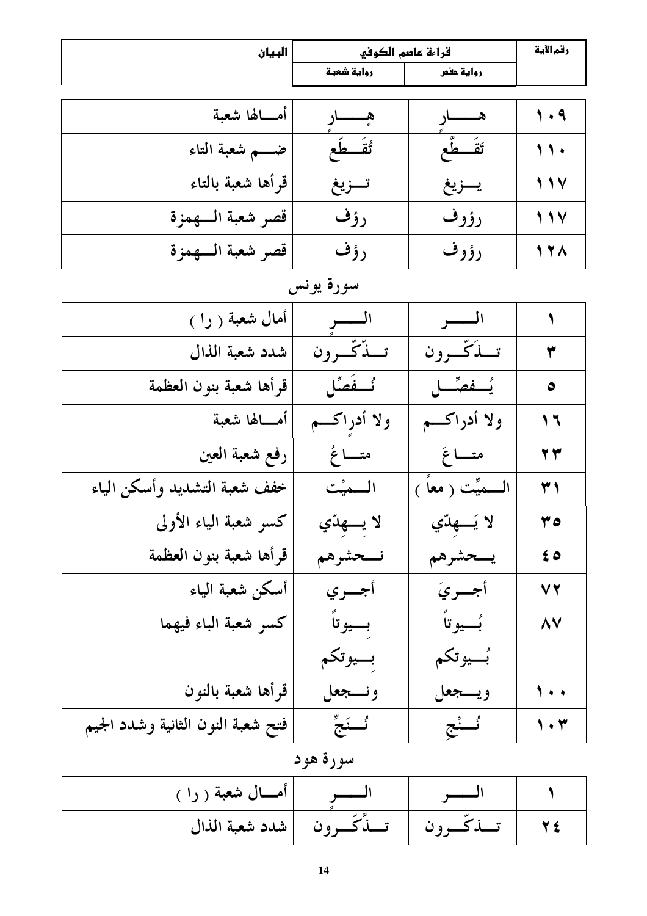| رقم الآية | قراءة عاصم الكوفي | | البيان |
|---|---|---|---|
| | رواية حفص | رواية شعبة | |
| ١٠٩ | هـــــارٍ | هِــــــارٍ | أمـــالها شعبة |
| ١١٠ | تَقَـــطَّع | تُقَـــطَّع | ضـــم شعبة التاء |
| ١١٧ | يـــزيغ | تـــزيغ | قرأها شعبة بالتاء |
| ١١٧ | رؤوف | رؤف | قصر شعبة الـــهمزة |
| ١٢٨ | رؤوف | رؤف | قصر شعبة الـــهمزة |

## سورة يونس

| رقم الآية | رواية حفص | رواية شعبة | البيان |
|---|---|---|---|
| ١ | الـــــر | الـــــرٍ | أمال شعبة ( را ) |
| ٣ | تــذَكّــرون | تــذّكّــرون | شدد شعبة الذال |
| ٥ | يُـــفصِّــل | نُـــفَصِّل | قرأها شعبة بنون العظمة |
| ١٦ | ولا أدراكـــم | ولا أدراكـــم | أمـــالها شعبة |
| ٢٣ | متـــاعَ | متـــاعُ | رفع شعبة العين |
| ٣١ | الـــمِّيت ( معاً ) | الـــمْيت | خفف شعبة التشديد وأسكن الياء |
| ٣٥ | لا يَـــهِدّي | لا يِـــهِدّي | كسر شعبة الياء الأولى |
| ٤٥ | يـــحشرهم | نـــحشرهم | قرأها شعبة بنون العظمة |
| ٧٢ | أجـــريَ | أجـــري | أسكن شعبة الياء |
| ٨٧ | بُـــيوتاً<br>بُـــيوتكم | بِـــيوتاً<br>بِـــيوتكم | كسر شعبة الباء فيهما |
| ١٠٠ | ويـــجعل | ونـــجعل | قرأها شعبة بالنون |
| ١٠٣ | نُـــنْجِ | نُـــنَجِّ | فتح شعبة النون الثانية وشدد الجيم |

## سورة هود

| رقم الآية | رواية حفص | رواية شعبة | البيان |
|---|---|---|---|
| ١ | الـــــر | الـــــرٍ | أمـــال شعبة ( را ) |
| ٢٤ | تــذكّــرون | تــذّكّــرون | شدد شعبة الذال |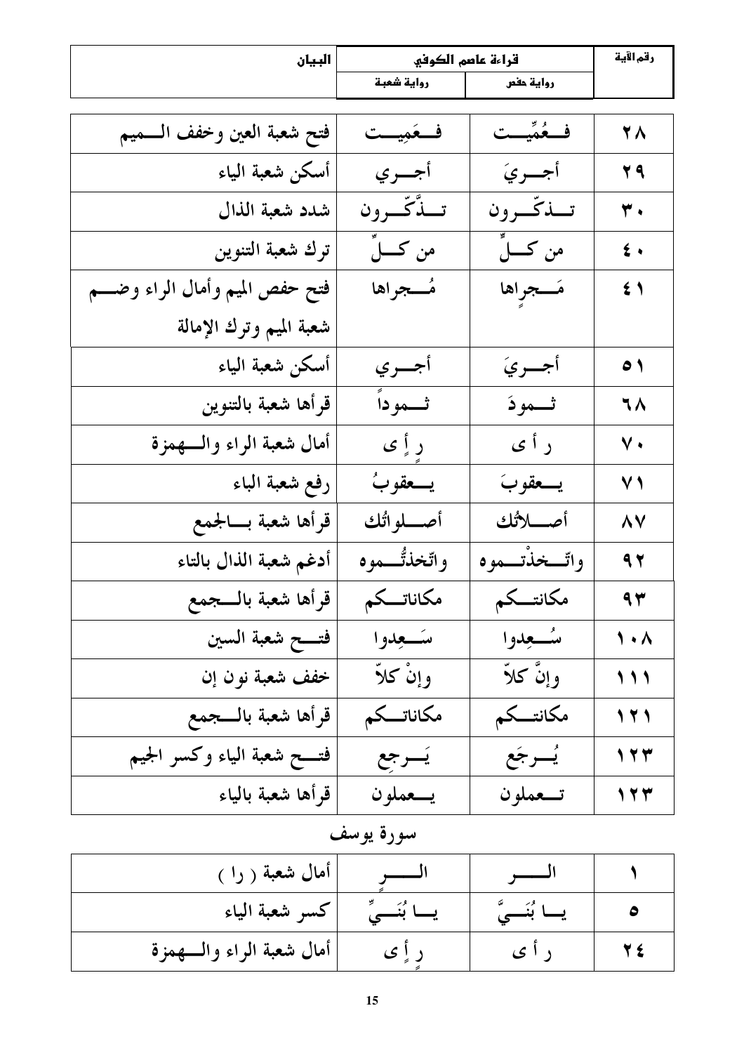| رقم الآية | قراءة عاصم الكوفي | | البيان |
| --- | --- | --- | --- |
| | رواية حفص | رواية شعبة | |
| ٢٨ | فــعُمِّيـــت | فــعَمِيـــت | فتح شعبة العين وخفف الـــميم |
| ٢٩ | أجـــريَ | أجـــري | أسكن شعبة الياء |
| ٣٠ | تـــذكّـــرون | تـــذَّكّـــرون | شدد شعبة الذال |
| ٤٠ | من كـــلٍّ | من كـــلِّ | ترك شعبة التنوين |
| ٤١ | مَـــجرِاها | مُـــجراها | فتح حفص الميم وأمال الراء وضـــم شعبة الميم وترك الإمالة |
| ٥١ | أجـــريَ | أجـــري | أسكن شعبة الياء |
| ٦٨ | ثـــمودَ | ثـــموداً | قرأها شعبة بالتنوين |
| ٧٠ | ر أ ى | رٍ إٍ ى | أمال شعبة الراء والـــهمزة |
| ٧١ | يـــعقوبَ | يـــعقوبُ | رفع شعبة الباء |
| ٨٧ | أصـــلاتُك | أصـــلواتُك | قرأها شعبة بـــالجمع |
| ٩٢ | واتّـــخذْتـــموه | واتّخذتُّـــموه | أدغم شعبة الذال بالتاء |
| ٩٣ | مكانتـــكم | مكاناتـــكم | قرأها شعبة بالـــجمع |
| ١٠٨ | سُـــعِدوا | سَـــعِدوا | فتـــح شعبة السين |
| ١١١ | وإنَّ كلاّ | وإنْ كلاّ | خفف شعبة نون إن |
| ١٢١ | مكانتـــكم | مكاناتـــكم | قرأها شعبة بالـــجمع |
| ١٢٣ | يُـــرجَع | يَـــرجِع | فتـــح شعبة الياء وكسر الجيم |
| ١٢٣ | تـــعملون | يـــعملون | قرأها شعبة بالياء |

## سورة يوسف

| | | | |
| --- | --- | --- | --- |
| ١ | الـــــر | الـــــرٍ | أمال شعبة ( را ) |
| ٥ | يـــا بُنَـــيَّ | يـــا بُنَـــيِّ | كسر شعبة الياء |
| ٢٤ | ر أ ى | رٍ إٍ ى | أمال شعبة الراء والـــهمزة |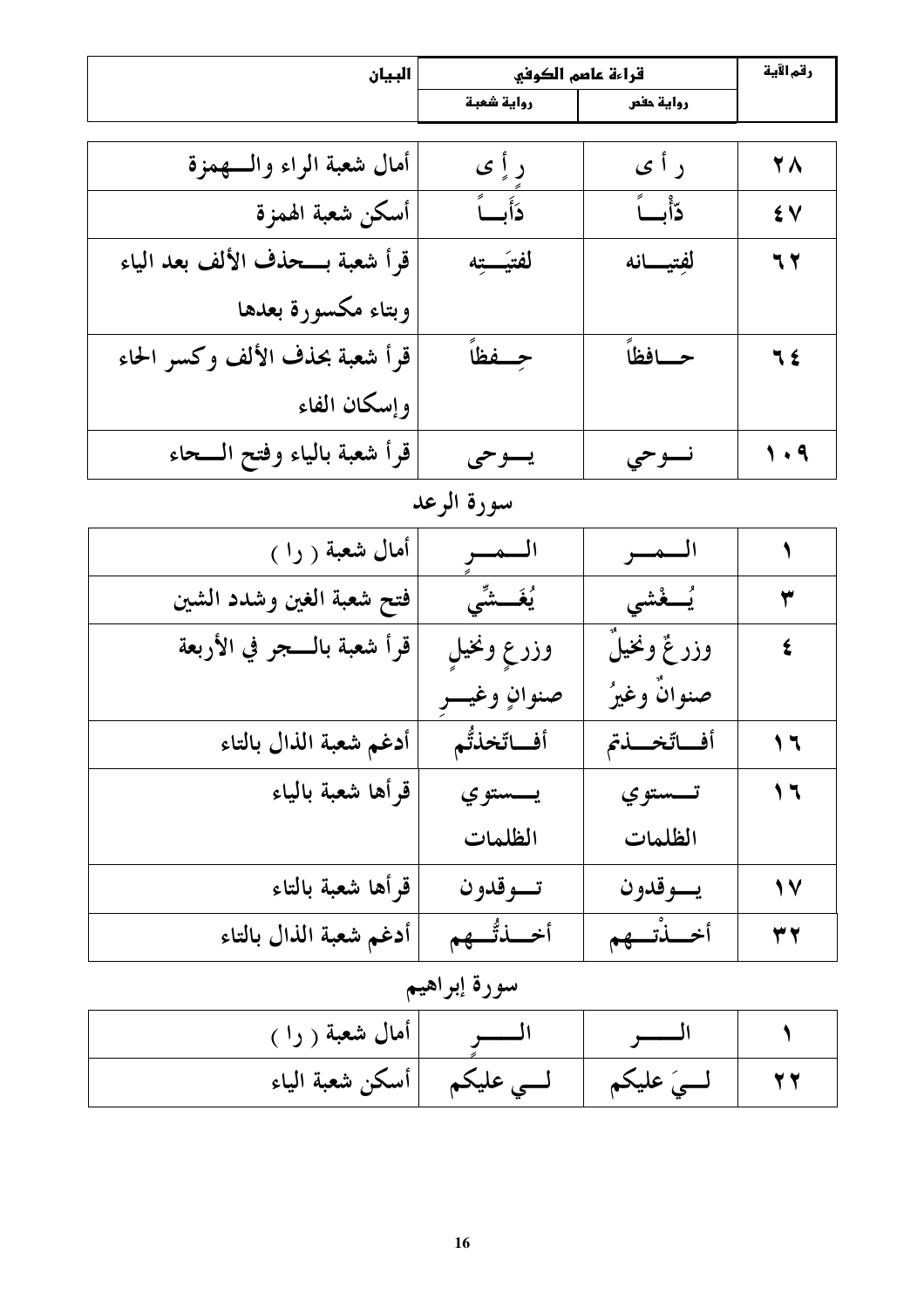| رقم الآية | قراءة عاصم الكوفي | | البيان |
|---|---|---|---|
| | رواية حفص | رواية شعبة | |
| ٢٨ | ر أ ى | رٍ إٍ ى | أمال شعبة الراء والـــهمزة |
| ٤٧ | دَأْبـــاً | دَأَبـــاً | أسكن شعبة الهمزة |
| ٦٢ | لفِتيـــانه | لفتيَـــتِه | قرأ شعبة بـــحذف الألف بعد الياء وبتاء مكسورة بعدها |
| ٦٤ | حـــافظاً | حِـــفظاً | قرأ شعبة بحذف الألف وكسر الحاء وإسكان الفاء |
| ١٠٩ | نـــوحي | يـــوحى | قرأ شعبة بالياء وفتح الـــحاء |

## سورة الرعد

| رقم الآية | رواية حفص | رواية شعبة | البيان |
|---|---|---|---|
| ١ | الـــمـــر | الـــمـــرٍ | أمال شعبة ( را ) |
| ٣ | يُـــغْشي | يُغَـــشِّي | فتح شعبة الغين وشدد الشين |
| ٤ | وزرعٌ ونخيلٌ صنوانٌ وغيرُ | وزرعٍ ونخيلٍ صنوانٍ وغيـــرِ | قرأ شعبة بالـــجر في الأربعة |
| ١٦ | أفـــاتّخـــذتم | أفـــاتّخذتُّم | أدغم شعبة الذال بالتاء |
| ١٦ | تـــستوي الظلمات | يـــستوي الظلمات | قرأها شعبة بالياء |
| ١٧ | يـــوقدون | تـــوقدون | قرأها شعبة بالتاء |
| ٣٢ | أخـــذْتـــهم | أخـــذتُّـــهم | أدغم شعبة الذال بالتاء |

## سورة إبراهيم

| رقم الآية | رواية حفص | رواية شعبة | البيان |
|---|---|---|---|
| ١ | الـــــر | الـــــرٍ | أمال شعبة ( را ) |
| ٢٢ | لـــيَ عليكم | لـــي عليكم | أسكن شعبة الياء |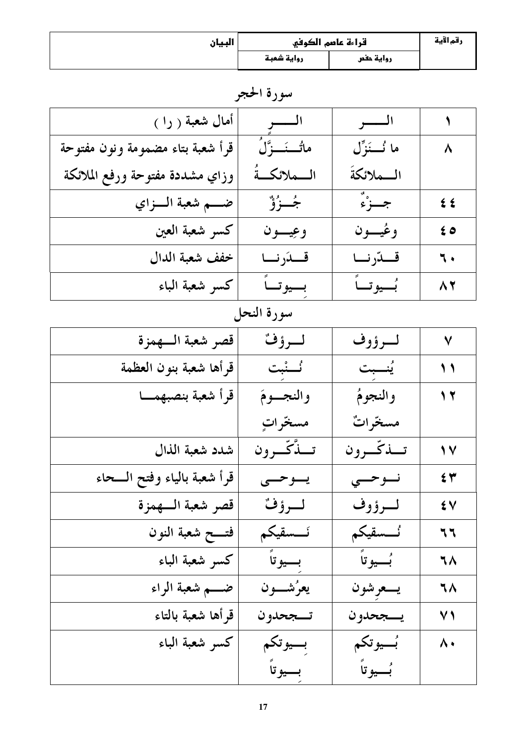| رقم الآية | قراءة عاصم الكوفي | | البيان |
|---|---|---|---|
| | رواية حفص | رواية شعبة | |

## سورة الحجر

| رقم الآية | رواية حفص | رواية شعبة | البيان |
|---|---|---|---|
| ١ | الـــــر | الــــرٍ | أمال شعبة ( را ) |
| ٨ | ما نُـــنَزِّل الـــملائكةَ | ماتُـــنَـــزَّلُ الـــملائكـــةُ | قرأ شعبة بتاء مضمومة ونون مفتوحة وزاي مشددة مفتوحة ورفع الملائكة |
| ٤٤ | جـــزْءٌ | جُـــزُؤٌ | ضـــم شعبة الـــزاي |
| ٤٥ | وعُيـــون | وعِيـــون | كسر شعبة العين |
| ٦٠ | قـــدّرنـــا | قـــدَرنـــا | خفف شعبة الدال |
| ٨٢ | بُـــيوتـــاً | بِـــيوتـــاً | كسر شعبة الباء |

## سورة النحل

| رقم الآية | رواية حفص | رواية شعبة | البيان |
|---|---|---|---|
| ٧ | لـــرؤوف | لـــرؤفٌ | قصر شعبة الـــهمزة |
| ١١ | يُنـــبِت | نُـــنْبِت | قرأها شعبة بنون العظمة |
| ١٢ | والنجومُ مسخّراتٌ | والنجـــومَ مسخّراتٍ | قرأ شعبة بنصبهمـــا |
| ١٧ | تـــذكّـــرون | تـــذَّكّـــرون | شدد شعبة الذال |
| ٤٣ | نـــوحـــي | يـــوحـــى | قرأ شعبة بالياء وفتح الـــحاء |
| ٤٧ | لـــرؤوف | لـــرؤفٌ | قصر شعبة الـــهمزة |
| ٦٦ | نُـــسقيكم | نَـــسقيكم | فتـــح شعبة النون |
| ٦٨ | بُـــيوتاً | بِـــيوتاً | كسر شعبة الباء |
| ٦٨ | يـــعرِشون | يعرُشـــون | ضـــم شعبة الراء |
| ٧١ | يـــجحدون | تـــجحدون | قرأها شعبة بالتاء |
| ٨٠ | بُـــيوتكم بُـــيوتاً | بِـــيوتكم بِـــيوتاً | كسر شعبة الباء |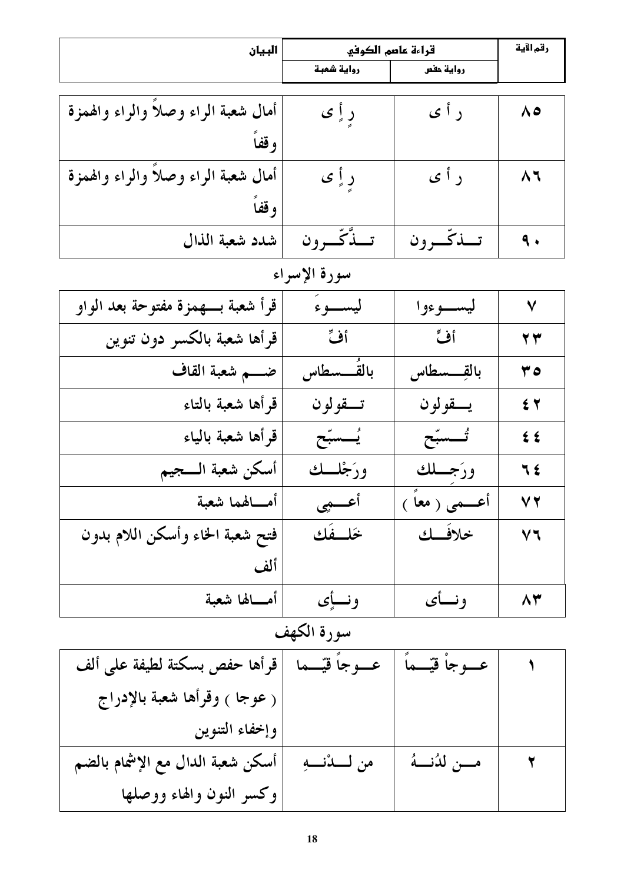| رقم الآية | قراءة عاصم الكوفي | | البيان |
|---|---|---|---|
| | رواية حفص | رواية شعبة | |
| ٨٥ | ر أ ى | رٍ إِ ى | أمال شعبة الراء وصلاً والراء والهمزة وقفاً |
| ٨٦ | ر أ ى | رٍ إِ ى | أمال شعبة الراء وصلاً والراء والهمزة وقفاً |
| ٩٠ | تـــذكّـــرون | تـــذَّكّـــرون | شدد شعبة الذال |

## سورة الإسراء

| رقم الآية | رواية حفص | رواية شعبة | البيان |
|---|---|---|---|
| ٧ | ليســـوءوا | ليســـوءَ | قرأ شعبة بـــهمزة مفتوحة بعد الواو |
| ٢٣ | أفٍّ | أفِّ | قرأها شعبة بالكسر دون تنوين |
| ٣٥ | بالقِـــسطاس | بالقُـــسطاس | ضـــم شعبة القاف |
| ٤٢ | يـــقولون | تـــقولون | قرأها شعبة بالتاء |
| ٤٤ | تُـــسبّح | يُـــسبّح | قرأها شعبة بالياء |
| ٦٤ | ورَجِـــلك | ورَجْلـــك | أسكن شعبة الـــجيم |
| ٧٢ | أعـــمى ( معاً ) | أعـــمِى | أمـــالهما شعبة |
| ٧٦ | خلافَـــك | خَلـــفَك | فتح شعبة الخاء وأسكن اللام بدون ألف |
| ٨٣ | ونـــأى | ونـــإِى | أمـــالها شعبة |

## سورة الكهف

| رقم الآية | رواية حفص | رواية شعبة | البيان |
|---|---|---|---|
| ١ | عـــوجاْ قيّـــماً | عـــوجاً قيّـــما | قرأها حفص بسكتة لطيفة على ألف ( عوجا ) وقرأها شعبة بالإدراج وإخفاء التنوين |
| ٢ | مـــن لدُنـــهُ | من لـــدْنـــهِ | أسكن شعبة الدال مع الإشمام بالضم وكسر النون والهاء ووصلها |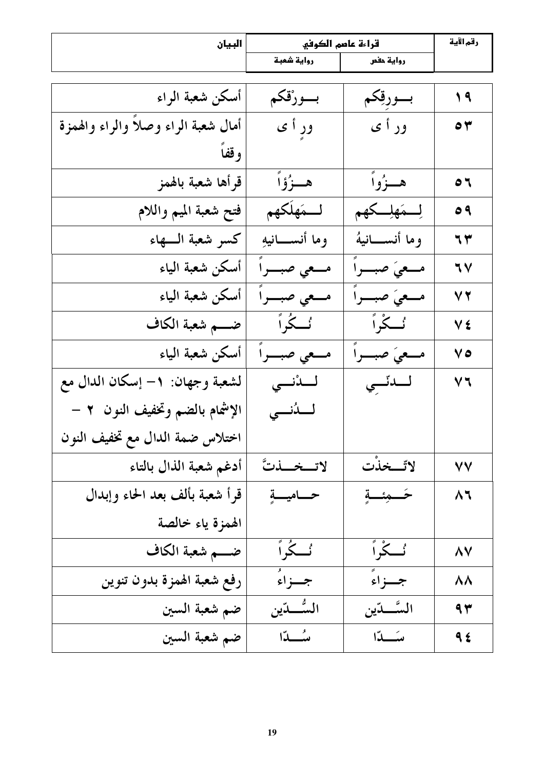| البيان | قراءة عاصم الكوفي | | رقم الآية |
|---|---|---|---|
| | رواية شعبة | رواية حفص | |
| أسكن شعبة الراء | بـــورْقكم | بـــورِقكم | ١٩ |
| أمال شعبة الراء وصلاً والراء والهمزة وقفاً | ورٍ أ ى | ور أ ى | ٥٣ |
| قرأها شعبة بالهمز | هـــزُؤاً | هـــزُواً | ٥٦ |
| فتح شعبة الميم واللام | لـــمَهلَكهم | لِـــمَهلِـــكهم | ٥٩ |
| كسر شعبة الـــهاء | وما أنســـانيهِ | وما أنســـانيهُ | ٦٣ |
| أسكن شعبة الياء | مـــعي صبـــراً | مـــعيَ صبـــراً | ٦٧ |
| أسكن شعبة الياء | مـــعي صبـــراً | مـــعيَ صبـــراً | ٧٢ |
| ضـــم شعبة الكاف | نُـــكُراً | نُـــكْراً | ٧٤ |
| أسكن شعبة الياء | مـــعي صبـــراً | مـــعيَ صبـــراً | ٧٥ |
| لشعبة وجهان: ١- إسكان الدال مع الإشمام بالضم وتخفيف النون ٢ - اختلاس ضمة الدال مع تخفيف النون | لـــدْنـــي<br>لـــدُنـــي | لـــدنّـــِي | ٧٦ |
| أدغم شعبة الذال بالتاء | لاتـــخـــذتَّ | لاتّـــخذْت | ٧٧ |
| قرأ شعبة بألف بعد الحاء وإبدال الهمزة ياء خالصة | حـــاميـــةٍ | حَـــمِئـــةٍ | ٨٦ |
| ضـــم شعبة الكاف | نُـــكُراً | نُـــكْراً | ٨٧ |
| رفع شعبة الهمزة بدون تنوين | جـــزاءُ | جـــزاءً | ٨٨ |
| ضم شعبة السين | السُّـــدّين | السَّـــدّين | ٩٣ |
| ضم شعبة السين | سُـــدّا | سَـــدّا | ٩٤ |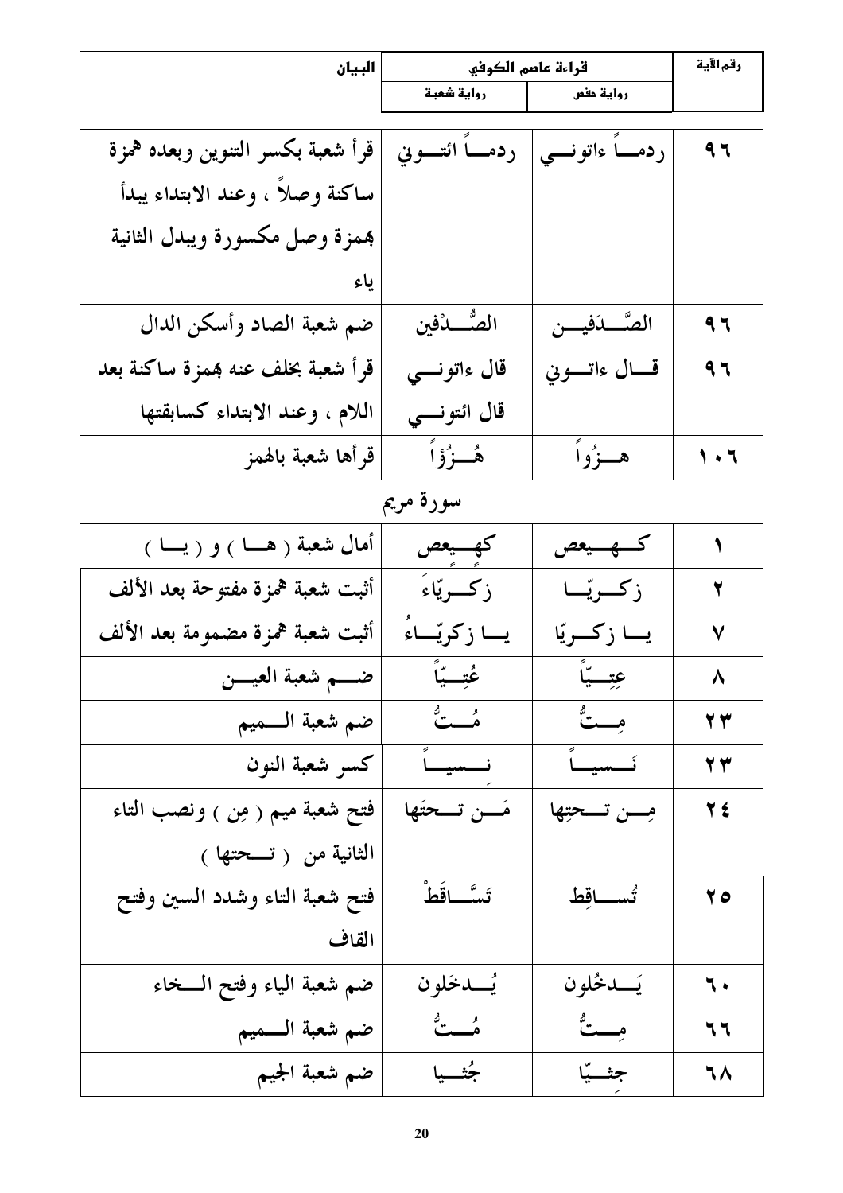| رقم الآية | قراءة عاصم الكوفي | | البيان |
|---|---|---|---|
| | رواية حفص | رواية شعبة | |
| ٩٦ | ردمـــاً ءاتونـــي | ردمـــاً ائتـــوني | قرأ شعبة بكسر التنوين وبعده همزة ساكنة وصلاً ، وعند الابتداء يبدأ بهمزة وصل مكسورة ويبدل الثانية ياء |
| ٩٦ | الصَّـــدَفيـــن | الصُّـــدْفين | ضم شعبة الصاد وأسكن الدال |
| ٩٦ | قـــال ءاتـــوني | قال ءاتونـــي قال ائتونـــي | قرأ شعبة بخلف عنه بهمزة ساكنة بعد اللام ، وعند الابتداء كسابقتها |
| ١٠٦ | هـــزُواً | هُـــزُؤاً | قرأها شعبة بالهمز |

## سورة مريم

| رقم الآية | رواية حفص | رواية شعبة | البيان |
|---|---|---|---|
| ١ | كـــهـــيعص | كهـــيعص | أمال شعبة ( هـــا ) و ( يـــا ) |
| ٢ | زكـــريّـــا | زكـــريّاءَ | أثبت شعبة همزة مفتوحة بعد الألف |
| ٧ | يـــا زكـــريّا | يـــا زكريّـــاءُ | أثبت شعبة همزة مضمومة بعد الألف |
| ٨ | عِتِـــيّاً | عُتِـــيّاً | ضـــم شعبة العيـــن |
| ٢٣ | مِـــتُّ | مُـــتُّ | ضم شعبة الـــميم |
| ٢٣ | نَـــسيـــاً | نِـــسيـــاً | كسر شعبة النون |
| ٢٤ | مِـــن تـــحتِها | مَـــن تـــحتَها | فتح شعبة ميم ( مِن ) ونصب التاء الثانية من ( تـــحتها ) |
| ٢٥ | تُســـاقِط | تَسَّـــاقَطْ | فتح شعبة التاء وشدد السين وفتح القاف |
| ٦٠ | يَـــدخُلون | يُـــدخَلون | ضم شعبة الياء وفتح الـــخاء |
| ٦٦ | مِـــتُّ | مُـــتُّ | ضم شعبة الـــميم |
| ٦٨ | جِثـــيّا | جُثـــيا | ضم شعبة الجيم |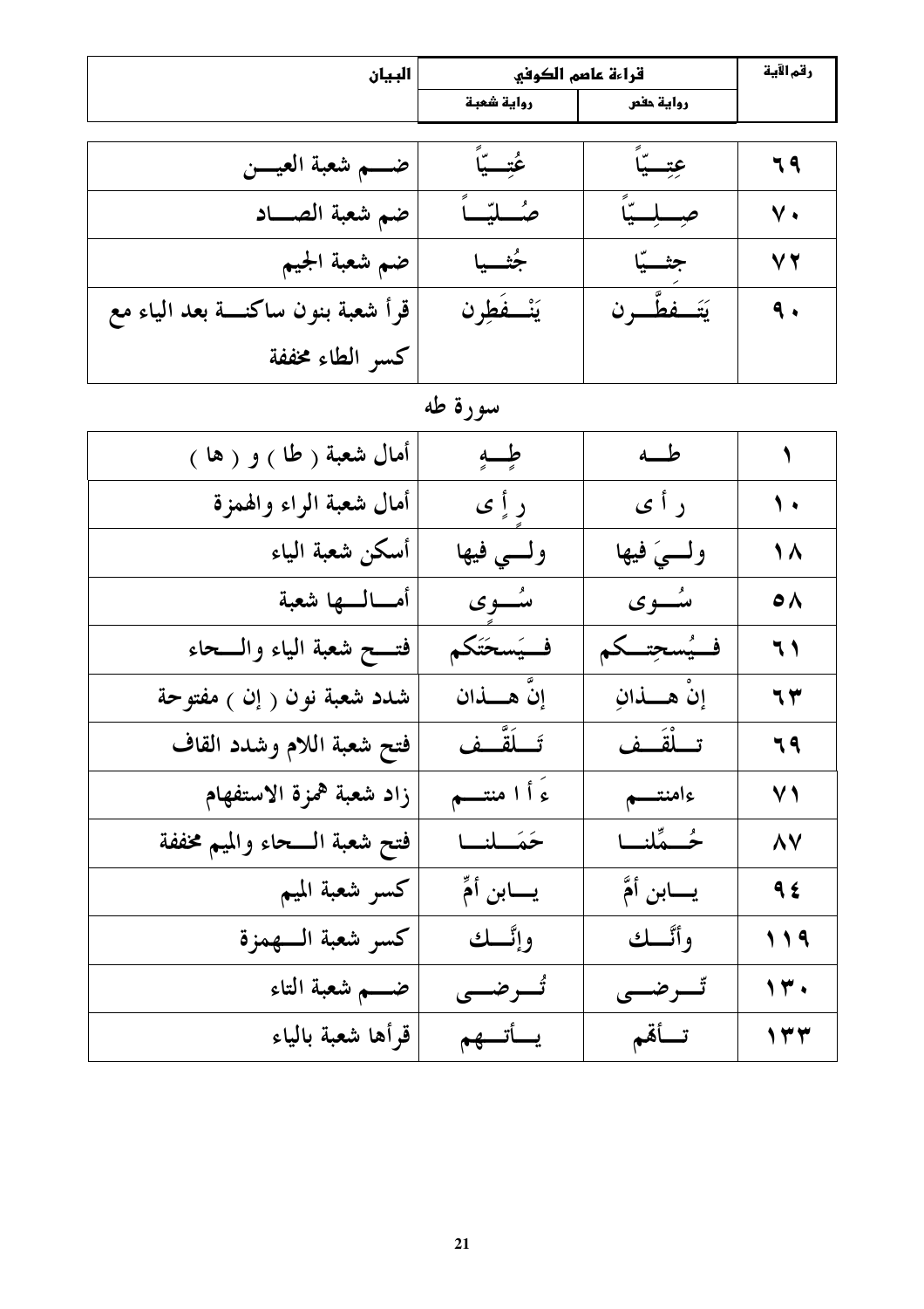| البيان | قراءة عاصم الكوفي | | رقم الآية |
|---|---|---|---|
| | رواية شعبة | رواية حفص | |
| ضـــم شعبة العيـــن | عُتِـــيّاً | عِتِـــيّاً | ٦٩ |
| ضم شعبة الصـــاد | صُـــلِيّـــاً | صِـــلِـــيّاً | ٧٠ |
| ضم شعبة الجيم | جُثـــيا | جثـــيّا | ٧٢ |
| قرأ شعبة بنون ساكنـــة بعد الياء مع كسر الطاء مخففة | يَنْـــفَطِرن | يَتَـــفطَّـــرن | ٩٠ |

## سورة طه

| البيان | رواية شعبة | رواية حفص | رقم الآية |
|---|---|---|---|
| أمال شعبة ( طا ) و ( ها ) | طِـــهِ | طـــه | ١ |
| أمال شعبة الراء والهمزة | رِ إِ ى | ر أ ى | ١٠ |
| أسكن شعبة الياء | ولـــي فيها | ولـــيَ فيها | ١٨ |
| أمـــالـــها شعبة | سُـــوِى | سُـــوى | ٥٨ |
| فتـــح شعبة الياء والـــحاء | فـــيَسحَتَكم | فـــيُسحِتـــكم | ٦١ |
| شدد شعبة نون ( إن ) مفتوحة | إنَّ هـــذان | إنْ هـــذانِ | ٦٣ |
| فتح شعبة اللام وشدد القاف | تَـــلَقَّـــف | تـــلْقَـــف | ٦٩ |
| زاد شعبة همزة الاستفهام | ءَ أ ا منتـــم | ءامنتـــم | ٧١ |
| فتح شعبة الـــحاء والميم مخففة | حَمَـــلنـــا | حُـــمِّلنـــا | ٨٧ |
| كسر شعبة الميم | يـــابن أمِّ | يـــابن أمَّ | ٩٤ |
| كسر شعبة الـــهمزة | وإنَّـــك | وأنَّـــك | ١١٩ |
| ضـــم شعبة التاء | تُـــرضـــى | تَـــرضـــى | ١٣٠ |
| قرأها شعبة بالياء | يـــأتـــهم | تـــأتهم | ١٣٣ |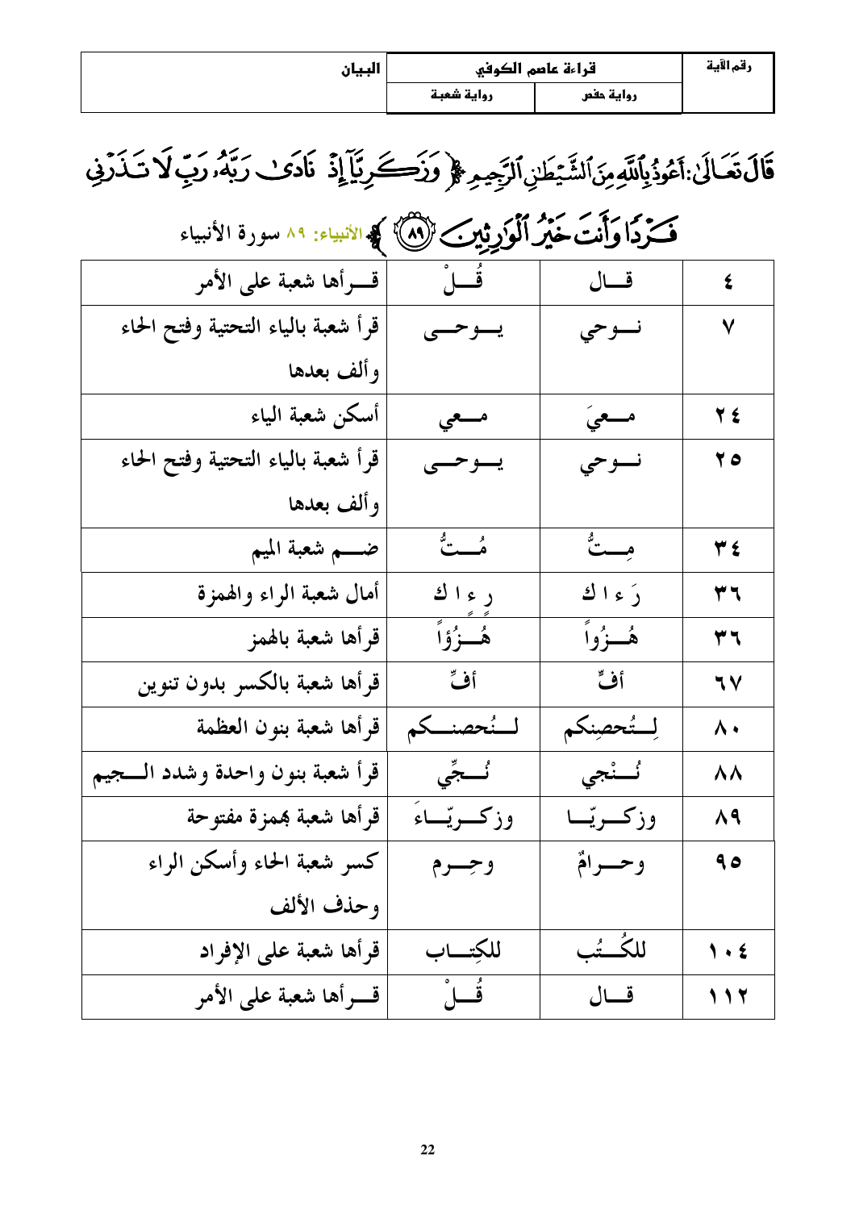| رقم الآية | قراءة عاصم الكوفي | | البيان |
|---|---|---|---|
| | رواية حفص | رواية شعبة | |

قَالَ تَعَالَىٰ: أَعُوذُ بِٱللَّهِ مِنَ ٱلشَّيْطَٰنِ ٱلرَّجِيمِ ﴿ وَزَكَرِيَّآ إِذْ نَادَىٰ رَبَّهُۥ رَبِّ لَا تَذَرْنِي فَرْدًا وَأَنتَ خَيْرُ ٱلْوَٰرِثِينَ ﴿٨٩﴾ ﴾ الأنبياء: ٨٩ سورة الأنبياء

| رقم الآية | رواية حفص | رواية شعبة | البيان |
|---|---|---|---|
| ٤ | قـــال | قُــلْ | قـــرأها شعبة على الأمر |
| ٧ | نــوحي | يــوحــى | قرأ شعبة بالياء التحتية وفتح الحاء وألف بعدها |
| ٢٤ | مــعيَ | مــعي | أسكن شعبة الياء |
| ٢٥ | نــوحي | يــوحــى | قرأ شعبة بالياء التحتية وفتح الحاء وألف بعدها |
| ٣٤ | مِــتُّ | مُــتُّ | ضـــم شعبة الميم |
| ٣٦ | رَ ء ا ك | رِ ءِ ا ك | أمال شعبة الراء والهمزة |
| ٣٦ | هُــزُواً | هُــزُؤاً | قرأها شعبة بالهمز |
| ٦٧ | أفٍّ | أفِّ | قرأها شعبة بالكسر بدون تنوين |
| ٨٠ | لِـتُحصِنكم | لــنُحصنــكم | قرأها شعبة بنون العظمة |
| ٨٨ | نُــنْجي | نُــجِّي | قرأ شعبة بنون واحدة وشدد الــجيم |
| ٨٩ | وزكـــريّـــا | وزكـــريّـــاءَ | قرأها شعبة بهمزة مفتوحة |
| ٩٥ | وحــــرامٌ | وحِـــرم | كسر شعبة الحاء وأسكن الراء وحذف الألف |
| ١٠٤ | للكُــتُب | للكِتـــاب | قرأها شعبة على الإفراد |
| ١١٢ | قـــال | قُــلْ | قـــرأها شعبة على الأمر |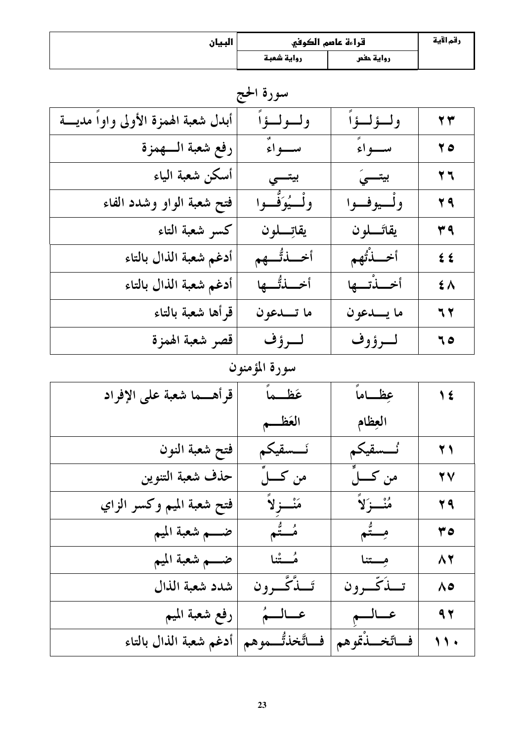| رقم الآية | قراءة عاصم الكوفي | | البيان |
|---|---|---|---|
| | رواية حفص | رواية شعبة | |

## سورة الحج

| رقم الآية | رواية حفص | رواية شعبة | البيان |
|---|---|---|---|
| ٢٣ | ولــؤلــؤاً | ولــولــؤاً | أبدل شعبة الهمزة الأولى واواً مديـــة |
| ٢٥ | ســـواءً | ســـواءٌ | رفع شعبة الـــهمزة |
| ٢٦ | بيتـــيَ | بيتـــي | أسكن شعبة الياء |
| ٢٩ | ولْــيوفــوا | ولْــيُوَفُّــوا | فتح شعبة الواو وشدد الفاء |
| ٣٩ | يقاتَـــلون | يقاتِـــلون | كسر شعبة التاء |
| ٤٤ | أخـــذْتُهم | أخـــذتُّـــهم | أدغم شعبة الذال بالتاء |
| ٤٨ | أخـــذْتـــها | أخـــذتُّـــها | أدغم شعبة الذال بالتاء |
| ٦٢ | ما يـــدعون | ما تـــدعون | قرأها شعبة بالتاء |
| ٦٥ | لـــرؤوف | لـــرؤف | قصر شعبة الهمزة |

## سورة المؤمنون

| رقم الآية | رواية حفص | رواية شعبة | البيان |
|---|---|---|---|
| ١٤ | عِظـــاماً | عَظـــماً | قرأهـــما شعبة على الإفراد |
| | العِظام | العَظـــم | |
| ٢١ | نُـــسقيكم | نَـــسقيكم | فتح شعبة النون |
| ٢٧ | من كـــلٍّ | من كـــلِّ | حذف شعبة التنوين |
| ٢٩ | مُنْـــزَلاً | مَنْـــزِلاً | فتح شعبة الميم وكسر الزاي |
| ٣٥ | مِـــتُّم | مُـــتُّم | ضـــم شعبة الميم |
| ٨٢ | مِـــتنا | مُـــتْنا | ضـــم شعبة الميم |
| ٨٥ | تـــذَكّـــرون | تَـــذَّكَّـــرون | شدد شعبة الذال |
| ٩٢ | عـــالـــمِ | عـــالـــمُ | رفع شعبة الميم |
| ١١٠ | فـــاتّخـــذْتموهم | فـــاتَّخذتُّـــموهم | أدغم شعبة الذال بالتاء |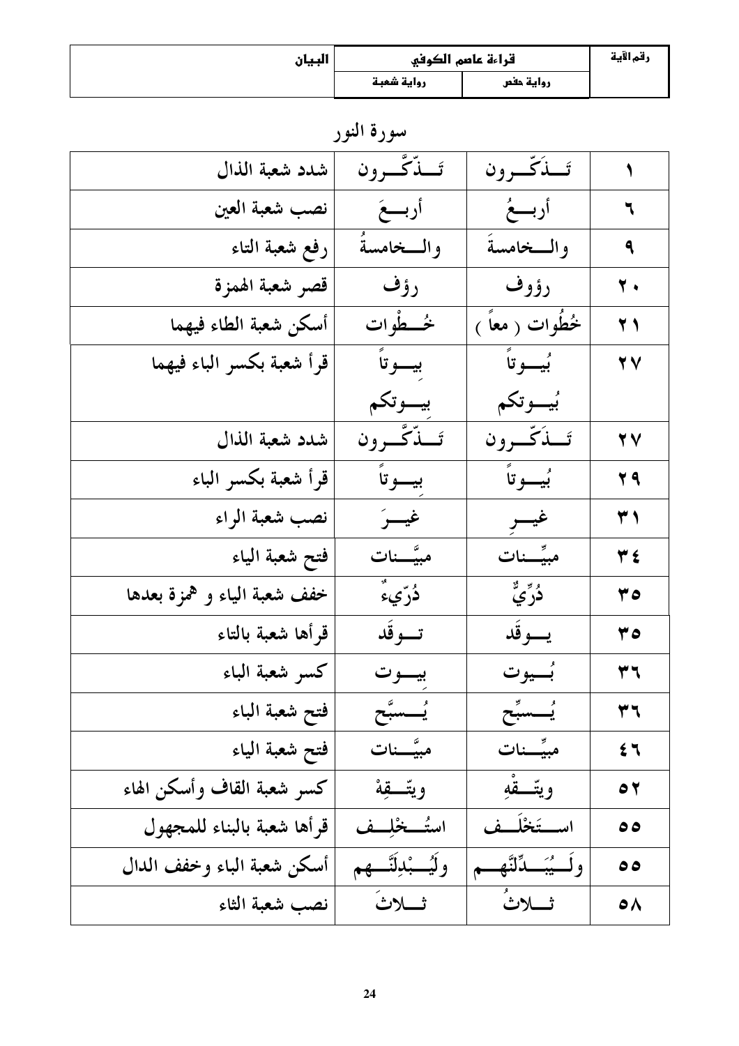| رقم الآية | قراءة عاصم الكوفي | | البيان |
|---|---|---|---|
| | رواية حفص | رواية شعبة | |

## سورة النور

| رقم الآية | رواية حفص | رواية شعبة | البيان |
|---|---|---|---|
| ١ | تَــذَكّــرون | تَــذّكَّــرون | شدد شعبة الذال |
| ٦ | أربــعُ | أربــعَ | نصب شعبة العين |
| ٩ | والــخامسةَ | والــخامسةُ | رفع شعبة التاء |
| ٢٠ | رؤوف | رؤف | قصر شعبة الهمزة |
| ٢١ | خُطُوات ( معاً ) | خُــطْوات | أسكن شعبة الطاء فيهما |
| ٢٧ | بُيــوتاً<br>بُيــوتكم | بِيــوتاً<br>بِيــوتكم | قرأ شعبة بكسر الباء فيهما |
| ٢٧ | تَــذَكّــرون | تَــذّكَّــرون | شدد شعبة الذال |
| ٢٩ | بُيــوتاً | بِيــوتاً | قرأ شعبة بكسر الباء |
| ٣١ | غيــرِ | غيــرَ | نصب شعبة الراء |
| ٣٤ | مبيِّــنات | مبيَّــنات | فتح شعبة الياء |
| ٣٥ | دُرِّيٌّ | دُرّيءٌ | خفف شعبة الياء و همزة بعدها |
| ٣٥ | يــوقَد | تــوقَد | قرأها شعبة بالتاء |
| ٣٦ | بُــيوت | بِيــوت | كسر شعبة الباء |
| ٣٦ | يُــسبِّح | يُــسبَّح | فتح شعبة الباء |
| ٤٦ | مبيِّــنات | مبيَّــنات | فتح شعبة الياء |
| ٥٢ | ويتّــقْهِ | ويتّــقِهْ | كسر شعبة القاف وأسكن الهاء |
| ٥٥ | اســتَخْلَــف | استُــخْلِــف | قرأها شعبة بالبناء للمجهول |
| ٥٥ | ولَــيُبَــدِّلَنَّهــم | ولَيُــبْدِلَنَّــهم | أسكن شعبة الباء وخفف الدال |
| ٥٨ | ثــلاثُ | ثــلاثَ | نصب شعبة الثاء |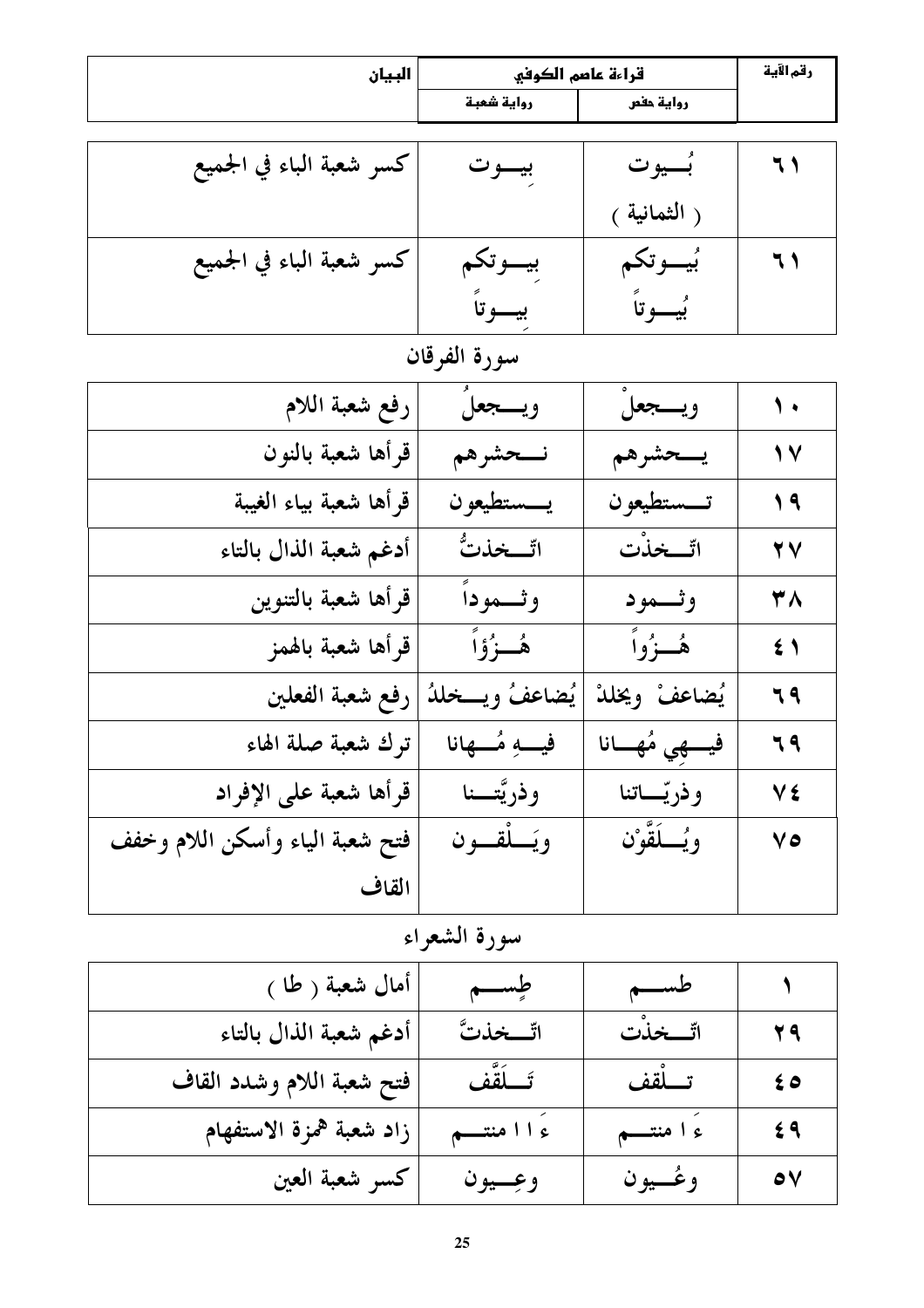| رقم الآية | قراءة عاصم الكوفي | | البيان |
|---|---|---|---|
| | رواية حفص | رواية شعبة | |
| ٦١ | بُـــيوت ( الثمانية ) | بِيـــوت | كسر شعبة الباء في الجميع |
| ٦١ | بُيـــوتكم بُيـــوتاً | بِيـــوتكم بِيـــوتاً | كسر شعبة الباء في الجميع |

## سورة الفرقان

| | | | |
|---|---|---|---|
| ١٠ | ويــجعلْ | ويـــجعلُ | رفع شعبة اللام |
| ١٧ | يـــحشرهم | نـــحشرهم | قرأها شعبة بالنون |
| ١٩ | تـــستطيعون | يـــستطيعون | قرأها شعبة بياء الغيبة |
| ٢٧ | اتّـــخذْت | اتّـــخذتُّ | أدغم شعبة الذال بالتاء |
| ٣٨ | وثـــمود | وثـــموداً | قرأها شعبة بالتنوين |
| ٤١ | هُـــزُواً | هُـــزُؤاً | قرأها شعبة بالهمز |
| ٦٩ | يُضاعفْ ويخلدْ | يُضاعفُ ويـــخلدُ | رفع شعبة الفعلين |
| ٦٩ | فيـــهِي مُهـــانا | فيـــهِ مُـــهانا | ترك شعبة صلة الهاء |
| ٧٤ | وذريّـــاتنا | وذريَّتـــنا | قرأها شعبة على الإفراد |
| ٧٥ | ويُـــلَقَّوْن | ويَـــلْقـــون | فتح شعبة الياء وأسكن اللام وخفف القاف |

## سورة الشعراء

| | | | |
|---|---|---|---|
| ١ | طســـم | طِســـم | أمال شعبة ( طا ) |
| ٢٩ | اتّـــخذْت | اتّـــخذتَّ | أدغم شعبة الذال بالتاء |
| ٤٥ | تـــلْقف | تَـــلَقَّف | فتح شعبة اللام وشدد القاف |
| ٤٩ | ءَا منتـــم | ءَاا منتـــم | زاد شعبة همزة الاستفهام |
| ٥٧ | وعُـــيون | وعِـــيون | كسر شعبة العين |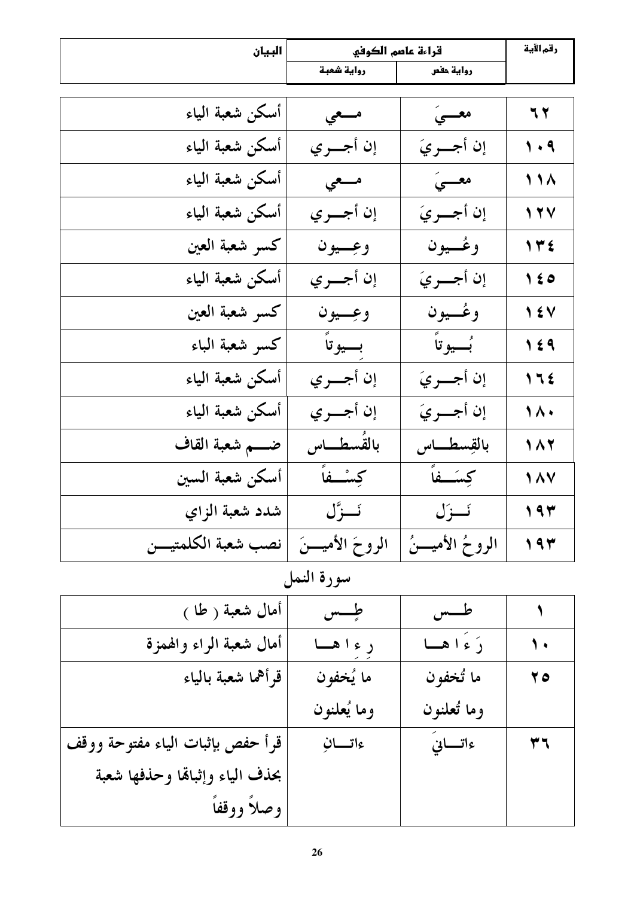| رقم الآية | قراءة عاصم الكوفي | | البيان |
|---|---|---|---|
| | رواية حفص | رواية شعبة | |
| ٦٢ | معـــيَ | مـــعي | أسكن شعبة الياء |
| ١٠٩ | إن أجـــريَ | إن أجـــري | أسكن شعبة الياء |
| ١١٨ | معـــيَ | مـــعي | أسكن شعبة الياء |
| ١٢٧ | إن أجـــريَ | إن أجـــري | أسكن شعبة الياء |
| ١٣٤ | وعُـــيون | وعِـــيون | كسر شعبة العين |
| ١٤٥ | إن أجـــريَ | إن أجـــري | أسكن شعبة الياء |
| ١٤٧ | وعُـــيون | وعِـــيون | كسر شعبة العين |
| ١٤٩ | بُـــيوتاً | بِـــيوتاً | كسر شعبة الباء |
| ١٦٤ | إن أجـــريَ | إن أجـــري | أسكن شعبة الياء |
| ١٨٠ | إن أجـــريَ | إن أجـــري | أسكن شعبة الياء |
| ١٨٢ | بالقِسطـــاس | بالقُسطـــاس | ضـــم شعبة القاف |
| ١٨٧ | كِسَـــفاً | كِسْـــفاً | أسكن شعبة السين |
| ١٩٣ | نَـــزَل | نَـــزَّل | شدد شعبة الزاي |
| ١٩٣ | الروحُ الأميـــنُ | الروحَ الأميـــنَ | نصب شعبة الكلمتيـــن |

## سورة النمل

| رقم الآية | رواية حفص | رواية شعبة | البيان |
|---|---|---|---|
| ١ | طـــس | طِـــس | أمال شعبة ( طا ) |
| ١٠ | رَ ءَ ا هـــا | رِ ءِ ا هـــا | أمال شعبة الراء والهمزة |
| ٢٥ | ما تُخفون وما تُعلنون | ما يُخفون وما يُعلنون | قرأهما شعبة بالياء |
| ٣٦ | ءاتـــانيَ | ءاتـــانِ | قرأ حفص بإثبات الياء مفتوحة ووقف بحذف الياء وإثباتها وحذفها شعبة وصلاً ووقفاً |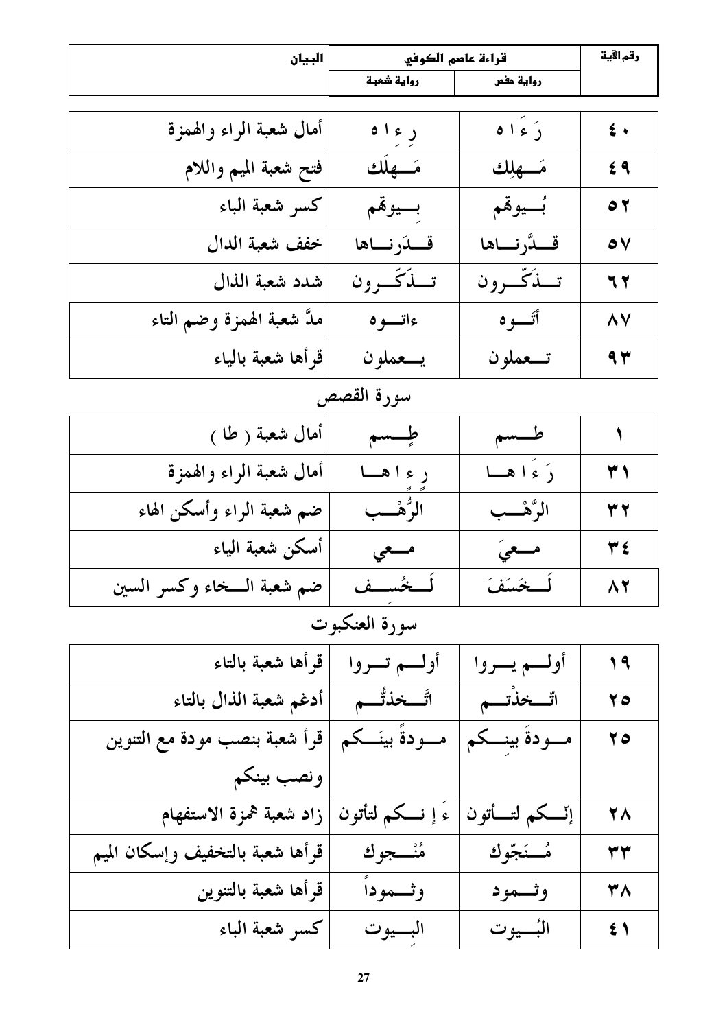| رقم الآية | قراءة عاصم الكوفي | | البيان |
|---|---|---|---|
| | رواية حفص | رواية شعبة | |
| ٤٠ | رَ ءَ ا ه | رِ ءِ ا ه | أمال شعبة الراء والهمزة |
| ٤٩ | مَـــهلِك | مَـــهلَك | فتح شعبة الميم واللام |
| ٥٢ | بُـــيوهم | بِـــيوهم | كسر شعبة الباء |
| ٥٧ | قـــدَّرنـــاها | قـــدَرنـــاها | خفف شعبة الدال |
| ٦٢ | تـــذَكّـــرون | تـــذّكّـــرون | شدد شعبة الذال |
| ٨٧ | أتَـــوه | ءاتـــوه | مدَّ شعبة الهمزة وضم التاء |
| ٩٣ | تـــعملون | يـــعملون | قرأها شعبة بالياء |

## سورة القصص

| رقم الآية | رواية حفص | رواية شعبة | البيان |
|---|---|---|---|
| ١ | طـــسم | طِـــسم | أمال شعبة ( طا ) |
| ٣١ | رَ ءَ ا هـــا | رِ ءِ ا هـــا | أمال شعبة الراء والهمزة |
| ٣٢ | الرَّهْـــب | الرُّهْـــب | ضم شعبة الراء وأسكن الهاء |
| ٣٤ | مـــعيَ | مـــعي | أسكن شعبة الياء |
| ٨٢ | لَـــخَسَفَ | لَـــخُسِـــف | ضم شعبة الـــخاء وكسر السين |

## سورة العنكبوت

| رقم الآية | رواية حفص | رواية شعبة | البيان |
|---|---|---|---|
| ١٩ | أولـــم يـــروا | أولـــم تـــروا | قرأها شعبة بالتاء |
| ٢٥ | اتّـــخذْتـــم | اتَّـــخذتُّـــم | أدغم شعبة الذال بالتاء |
| ٢٥ | مـــودةَ بينِـــكم | مـــودةً بينَـــكم | قرأ شعبة بنصب مودة مع التنوين ونصب بينكم |
| ٢٨ | إنّـــكم لتـــأتون | ءَ إ نـــكم لتأتون | زاد شعبة همزة الاستفهام |
| ٣٣ | مُـــنَجّوك | مُنْـــجوك | قرأها شعبة بالتخفيف وإسكان الميم |
| ٣٨ | وثـــمود | وثـــموداً | قرأها شعبة بالتنوين |
| ٤١ | البُـــيوت | البِـــيوت | كسر شعبة الباء |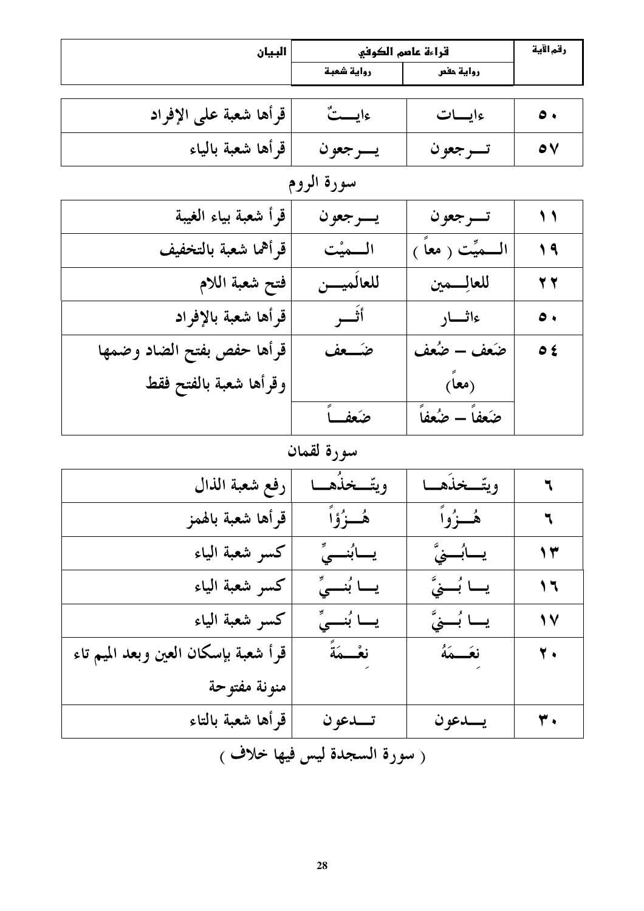| رقم الآية | قراءة عاصم الكوفي | | البيان |
| --- | --- | --- | --- |
| | رواية حفص | رواية شعبة | |
| ٥٠ | ءايـــات | ءايـــتٌ | قرأها شعبة على الإفراد |
| ٥٧ | تـــرجعون | يـــرجعون | قرأها شعبة بالياء |

## سورة الروم

| رقم الآية | رواية حفص | رواية شعبة | البيان |
| --- | --- | --- | --- |
| ١١ | تـــرجعون | يـــرجعون | قرأ شعبة بياء الغيبة |
| ١٩ | الـــميِّت ( معاً ) | الـــميْت | قرأهما شعبة بالتخفيف |
| ٢٢ | للعالِـــمين | للعالَميـــن | فتح شعبة اللام |
| ٥٠ | ءاثـــار | أثَـــر | قرأها شعبة بالإفراد |
| ٥٤ | ضَعف – ضُعف (معاً) | ضَـــعف | قرأها حفص بفتح الضاد وضمها وقرأها شعبة بالفتح فقط |
| | ضَعفاً – ضُعفاً | ضَعفـــاً | |

## سورة لقمان

| رقم الآية | رواية حفص | رواية شعبة | البيان |
| --- | --- | --- | --- |
| ٦ | ويتّـــخذَهـــا | ويتّـــخذُهـــا | رفع شعبة الذال |
| ٦ | هُـــزُواً | هُـــزُؤاً | قرأها شعبة بالهمز |
| ١٣ | يـــابُـــنيَّ | يـــابُنـــيِّ | كسر شعبة الياء |
| ١٦ | يـــا بُـــنيَّ | يـــا بُنـــيِّ | كسر شعبة الياء |
| ١٧ | يـــا بُـــنيَّ | يـــا بُنـــيِّ | كسر شعبة الياء |
| ٢٠ | نِعَـــمَهُ | نِعْـــمَةً | قرأ شعبة بإسكان العين وبعد الميم تاء منونة مفتوحة |
| ٣٠ | يـــدعون | تـــدعون | قرأها شعبة بالتاء |

( سورة السجدة ليس فيها خلاف )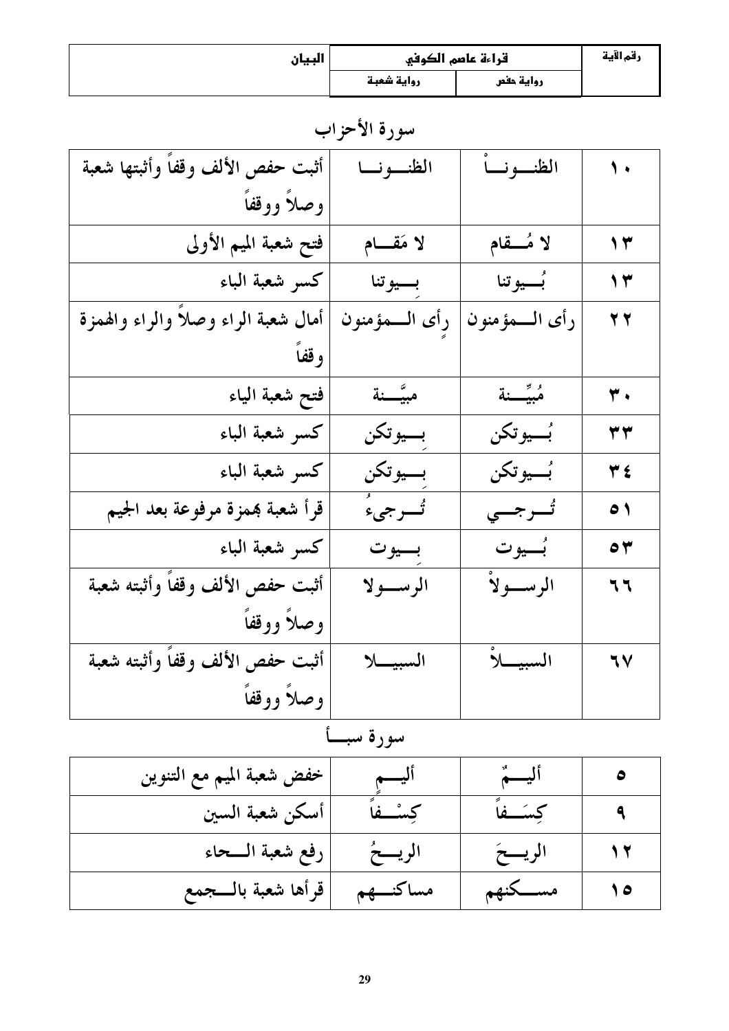| رقم الآية | قراءة عاصم الكوفي | | البيان |
|---|---|---|---|
| | رواية حفص | رواية شعبة | |

## سورة الأحزاب

| رقم الآية | رواية حفص | رواية شعبة | البيان |
|---|---|---|---|
| ١٠ | الظنــونــاْ | الظنــونـــا | أثبت حفص الألف وقفاً وأثبتها شعبة وصلاً ووقفاً |
| ١٣ | لا مُــقام | لا مَقــام | فتح شعبة الميم الأولى |
| ١٣ | بُــيوتنا | بِــيوتنا | كسر شعبة الباء |
| ٢٢ | رأى الـــمؤمنون | رِأى الـــمؤمنون | أمال شعبة الراء وصلاً والراء والهمزة وقفاً |
| ٣٠ | مُبيِّــنة | مبيَّــنة | فتح شعبة الياء |
| ٣٣ | بُــيوتكن | بِــيوتكن | كسر شعبة الباء |
| ٣٤ | بُــيوتكن | بِــيوتكن | كسر شعبة الباء |
| ٥١ | تُــرجــي | تُــرجىءُ | قرأ شعبة بهمزة مرفوعة بعد الجيم |
| ٥٣ | بُــيوت | بِــيوت | كسر شعبة الباء |
| ٦٦ | الرســولاْ | الرســولا | أثبت حفص الألف وقفاً وأثبته شعبة وصلاً ووقفاً |
| ٦٧ | السبيـــلاْ | السبيـــلا | أثبت حفص الألف وقفاً وأثبته شعبة وصلاً ووقفاً |

## سورة سبــأ

| رقم الآية | رواية حفص | رواية شعبة | البيان |
|---|---|---|---|
| ٥ | أليــمٌ | أليــمٍ | خفض شعبة الميم مع التنوين |
| ٩ | كِسَــفاً | كِسْــفاً | أسكن شعبة السين |
| ١٢ | الريــحَ | الريــحُ | رفع شعبة الــحاء |
| ١٥ | مســكنهم | مساكنـــهم | قرأها شعبة بالــجمع |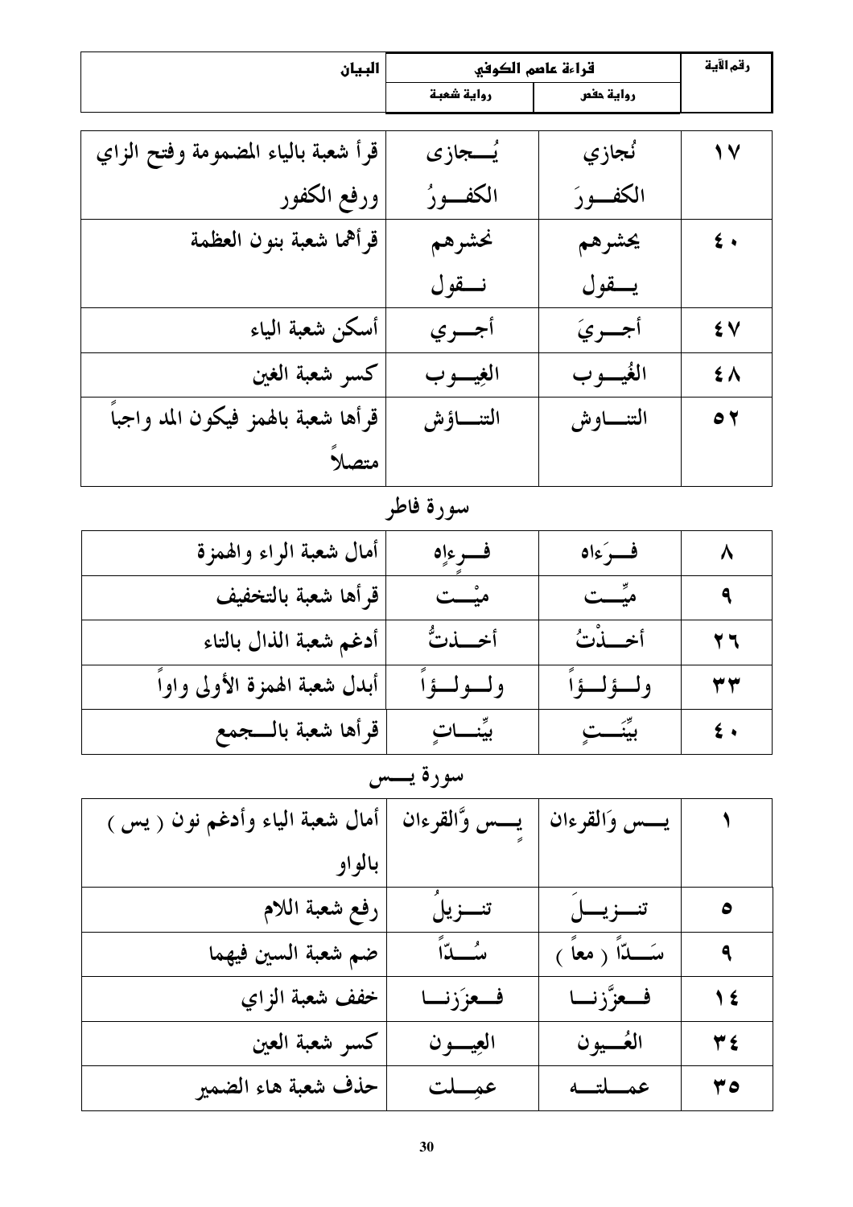| رقم الآية | قراءة عاصم الكوفي | | البيان |
|---|---|---|---|
| | رواية حفص | رواية شعبة | |
| ١٧ | نُجازي الكفــورَ | يُــجازى الكفــورُ | قرأ شعبة بالياء المضمومة وفتح الزاي ورفع الكفور |
| ٤٠ | يحشرهم يــقول | نحشرهم نــقول | قرأهما شعبة بنون العظمة |
| ٤٧ | أجــريَ | أجــري | أسكن شعبة الياء |
| ٤٨ | الغُيــوب | الغِيــوب | كسر شعبة الغين |
| ٥٢ | التنـــاوش | التنــاؤش | قرأها شعبة بالهمز فيكون المد واجباً متصلاً |

## سورة فاطر

| رقم الآية | رواية حفص | رواية شعبة | البيان |
|---|---|---|---|
| ٨ | فــرَءاه | فــرِءاه | أمال شعبة الراء والهمزة |
| ٩ | ميِّــت | ميْــت | قرأها شعبة بالتخفيف |
| ٢٦ | أخــذْتُ | أخــذتُّ | أدغم شعبة الذال بالتاء |
| ٣٣ | ولــؤلــؤاً | ولــولــؤاً | أبدل شعبة الهمزة الأولى واواً |
| ٤٠ | بيِّنَــتٍ | بيِّنــاتٍ | قرأها شعبة بالــجمع |

## سورة يـــس

| رقم الآية | رواية حفص | رواية شعبة | البيان |
|---|---|---|---|
| ١ | يـــس وَالقرءان | يـــس وَّالقرءان | أمال شعبة الياء وأدغم نون ( يس ) بالواو |
| ٥ | تنــزيــلَ | تنــزيلُ | رفع شعبة اللام |
| ٩ | سَــدّاً ( معاً ) | سُــدّاً | ضم شعبة السين فيهما |
| ١٤ | فــعزَّزنــا | فــعززَنــا | خفف شعبة الزاي |
| ٣٤ | العُــيون | العِيــون | كسر شعبة العين |
| ٣٥ | عمــلتــه | عمِــلت | حذف شعبة هاء الضمير |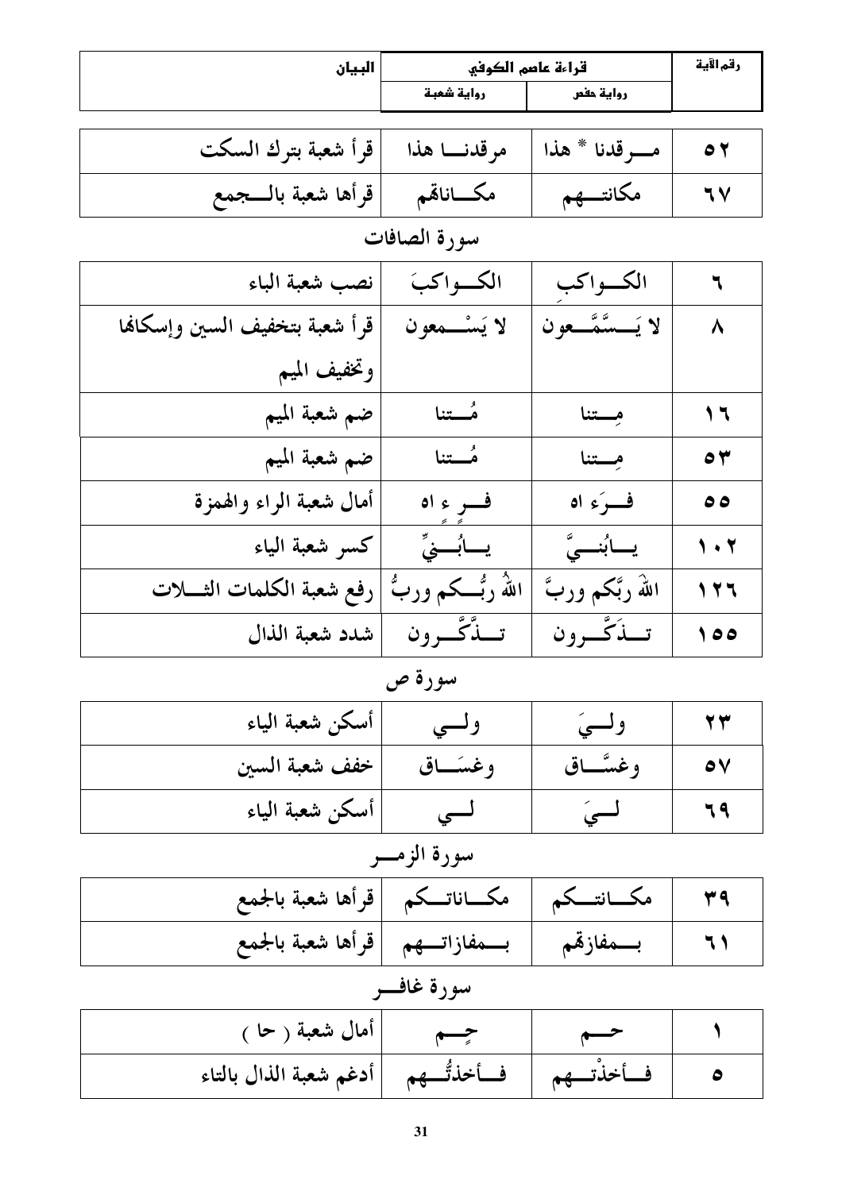| رقم الآية | قراءة عاصم الكوفي | | البيان |
|---|---|---|---|
| | رواية حفص | رواية شعبة | |
| ٥٢ | مـــرقدنا * هذا | مرقدنـــا هذا | قرأ شعبة بترك السكت |
| ٦٧ | مكانتـــهم | مكـــاناهم | قرأها شعبة بالـــجمع |

## سورة الصافات

| رقم الآية | رواية حفص | رواية شعبة | البيان |
|---|---|---|---|
| ٦ | الكـــواكبِ | الكـــواكبَ | نصب شعبة الباء |
| ٨ | لا يَـــسَّمَّـــعون | لا يَسْـــمعون | قرأ شعبة بتخفيف السين وإسكانها وتخفيف الميم |
| ١٦ | مِـــتنا | مُـــتنا | ضم شعبة الميم |
| ٥٣ | مِـــتنا | مُـــتنا | ضم شعبة الميم |
| ٥٥ | فـــرَء اه | فـــرٍ ءً اه | أمال شعبة الراء والهمزة |
| ١٠٢ | يـــابُنـــيَّ | يـــابُـــنيِّ | كسر شعبة الياء |
| ١٢٦ | اللهَ ربَّكم وربَّ | اللهُ ربُّـــكم وربُّ | رفع شعبة الكلمات الثـــلاث |
| ١٥٥ | تـــذَكَّـــرون | تـــذَّكَّـــرون | شدد شعبة الذال |

## سورة ص

| رقم الآية | رواية حفص | رواية شعبة | البيان |
|---|---|---|---|
| ٢٣ | ولـــيَ | ولـــي | أسكن شعبة الياء |
| ٥٧ | وغسَّـــاق | وغسَـــاق | خفف شعبة السين |
| ٦٩ | لـــيَ | لـــي | أسكن شعبة الياء |

## سورة الزمـــر

| رقم الآية | رواية حفص | رواية شعبة | البيان |
|---|---|---|---|
| ٣٩ | مكـــانتـــكم | مكـــاناتـــكم | قرأها شعبة بالجمع |
| ٦١ | بـــمفازتهم | بـــمفازاتـــهم | قرأها شعبة بالجمع |

## سورة غافـــر

| رقم الآية | رواية حفص | رواية شعبة | البيان |
|---|---|---|---|
| ١ | حـــم | حِـــم | أمال شعبة ( حا ) |
| ٥ | فـــأخذْتـــهم | فـــأخذتُّـــهم | أدغم شعبة الذال بالتاء |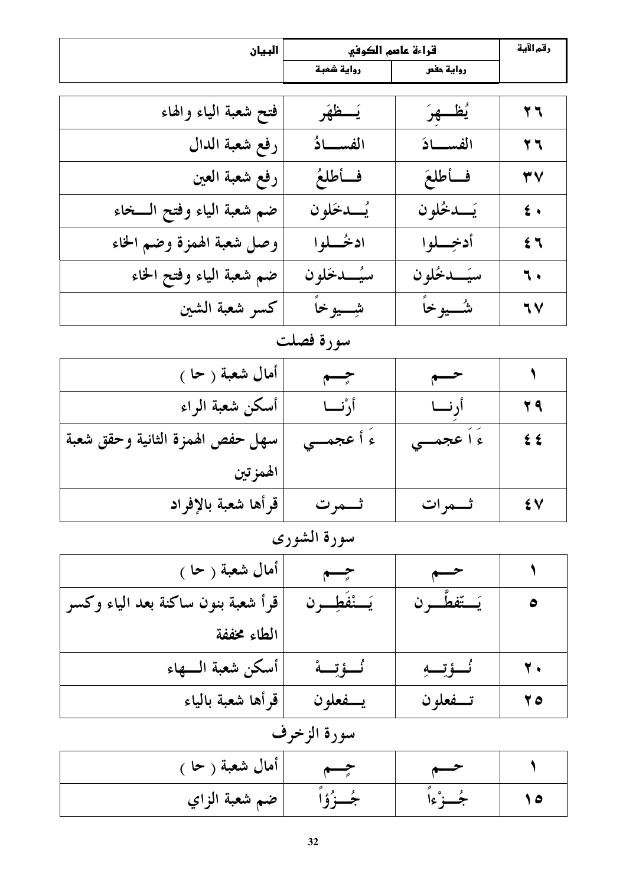| رقم الآية | قراءة عاصم الكوفي | | البيان |
|---|---|---|---|
| | رواية حفص | رواية شعبة | |
| ٢٦ | يُظْــهِرَ | يَــظْهَر | فتح شعبة الياء والهاء |
| ٢٦ | الفســادَ | الفســادُ | رفع شعبة الدال |
| ٣٧ | فــأطلعَ | فــأطلعُ | رفع شعبة العين |
| ٤٠ | يَــدخُلون | يُــدخَلون | ضم شعبة الياء وفتح الــخاء |
| ٤٦ | أدخِــلوا | ادخُــلوا | وصل شعبة الهمزة وضم الخاء |
| ٦٠ | سيَــدخُلون | سيُــدخَلون | ضم شعبة الياء وفتح الخاء |
| ٦٧ | شُــيوخاً | شِــيوخاً | كسر شعبة الشين |

## سورة فصلت

| رقم الآية | رواية حفص | رواية شعبة | البيان |
|---|---|---|---|
| ١ | حــم | حِــم | أمال شعبة ( حا ) |
| ٢٩ | أرِنــا | أرْنــا | أسكن شعبة الراء |
| ٤٤ | ءَ اَ عجمــي | ءَ أ عجمــي | سهل حفص الهمزة الثانية وحقق شعبة الهمزتين |
| ٤٧ | ثــمرات | ثــمرت | قرأها شعبة بالإفراد |

## سورة الشورى

| رقم الآية | رواية حفص | رواية شعبة | البيان |
|---|---|---|---|
| ١ | حــم | حِــم | أمال شعبة ( حا ) |
| ٥ | يَــتّفطّــرن | يَــنْفَطِــرن | قرأ شعبة بنون ساكنة بعد الياء وكسر الطاء مخففة |
| ٢٠ | نُــؤتِــهِ | نُــؤتِــهْ | أسكن شعبة الــهاء |
| ٢٥ | تــفعلون | يــفعلون | قرأها شعبة بالياء |

## سورة الزخرف

| رقم الآية | رواية حفص | رواية شعبة | البيان |
|---|---|---|---|
| ١ | حــم | حِــم | أمال شعبة ( حا ) |
| ١٥ | جُــزْءاً | جُــزُؤاً | ضم شعبة الزاي |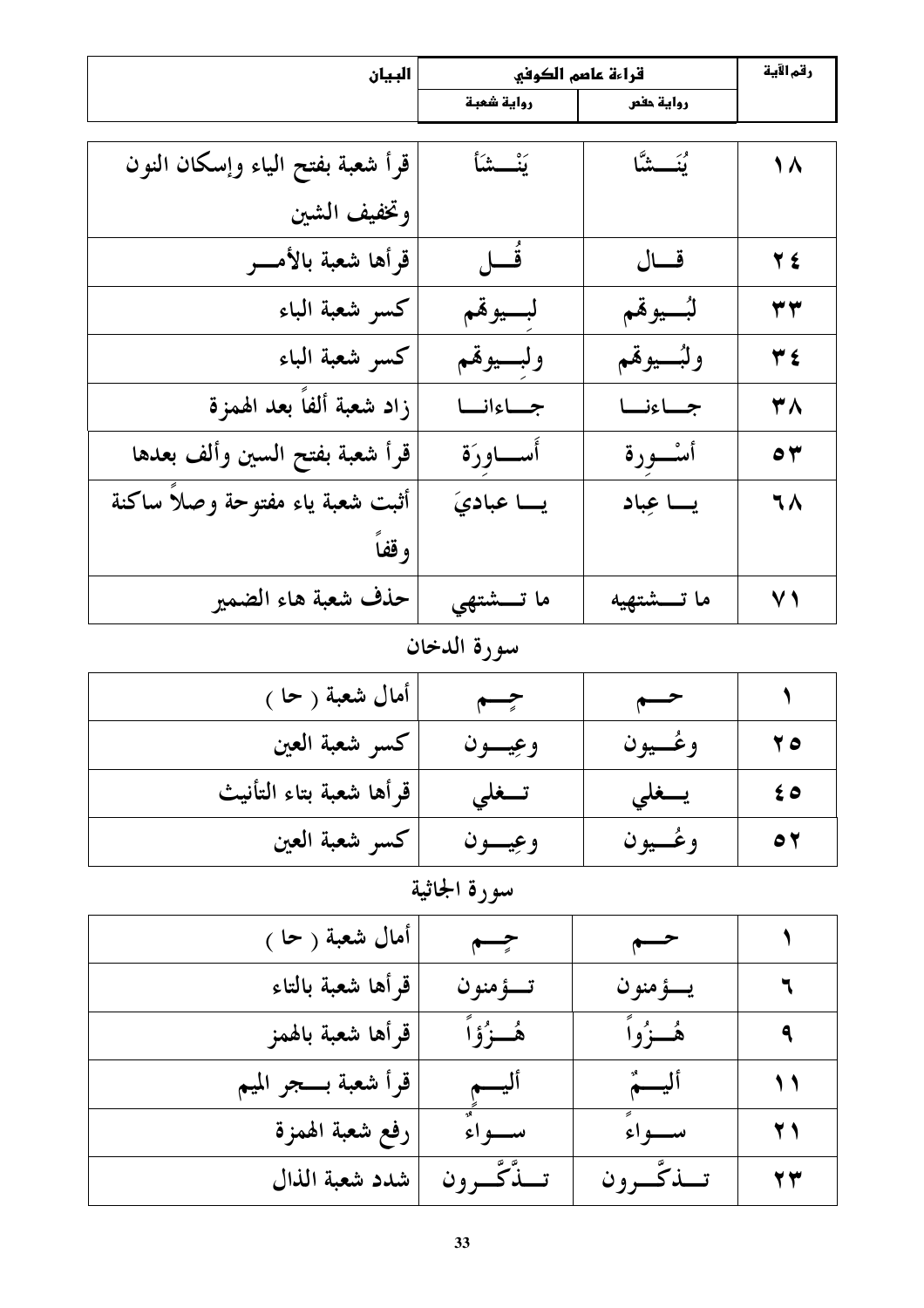| رقم الآية | قراءة عاصم الكوفي | | البيان |
|---|---|---|---|
| | رواية حفص | رواية شعبة | |
| ١٨ | يُنَشَّأ | يَنْشَأ | قرأ شعبة بفتح الياء وإسكان النون وتخفيف الشين |
| ٢٤ | قال | قُل | قرأها شعبة بالأمر |
| ٣٣ | لبُيوتهم | لبِيوتهم | كسر شعبة الباء |
| ٣٤ | ولبُيوتهم | ولبِيوتهم | كسر شعبة الباء |
| ٣٨ | جاءنا | جاءانا | زاد شعبة ألفاً بعد الهمزة |
| ٥٣ | أسْوِرة | أَساوِرَة | قرأ شعبة بفتح السين وألف بعدها |
| ٦٨ | يا عِباد | يا عباديَ | أثبت شعبة ياء مفتوحة وصلاً ساكنة وقفاً |
| ٧١ | ما تشتهيه | ما تشتهي | حذف شعبة هاء الضمير |

## سورة الدخان

| رقم الآية | رواية حفص | رواية شعبة | البيان |
|---|---|---|---|
| ١ | حم | حٍم | أمال شعبة ( حا ) |
| ٢٥ | وعُيون | وعِيون | كسر شعبة العين |
| ٤٥ | يغلي | تغلي | قرأها شعبة بتاء التأنيث |
| ٥٢ | وعُيون | وعِيون | كسر شعبة العين |

## سورة الجاثية

| رقم الآية | رواية حفص | رواية شعبة | البيان |
|---|---|---|---|
| ١ | حم | حٍم | أمال شعبة ( حا ) |
| ٦ | يؤمنون | تؤمنون | قرأها شعبة بالتاء |
| ٩ | هُزُواً | هُزُؤاً | قرأها شعبة بالهمز |
| ١١ | أليمٌ | أليمٍ | قرأ شعبة بجر الميم |
| ٢١ | سواءً | سواءٌ | رفع شعبة الهمزة |
| ٢٣ | تذكَّرون | تذَّكَّرون | شدد شعبة الذال |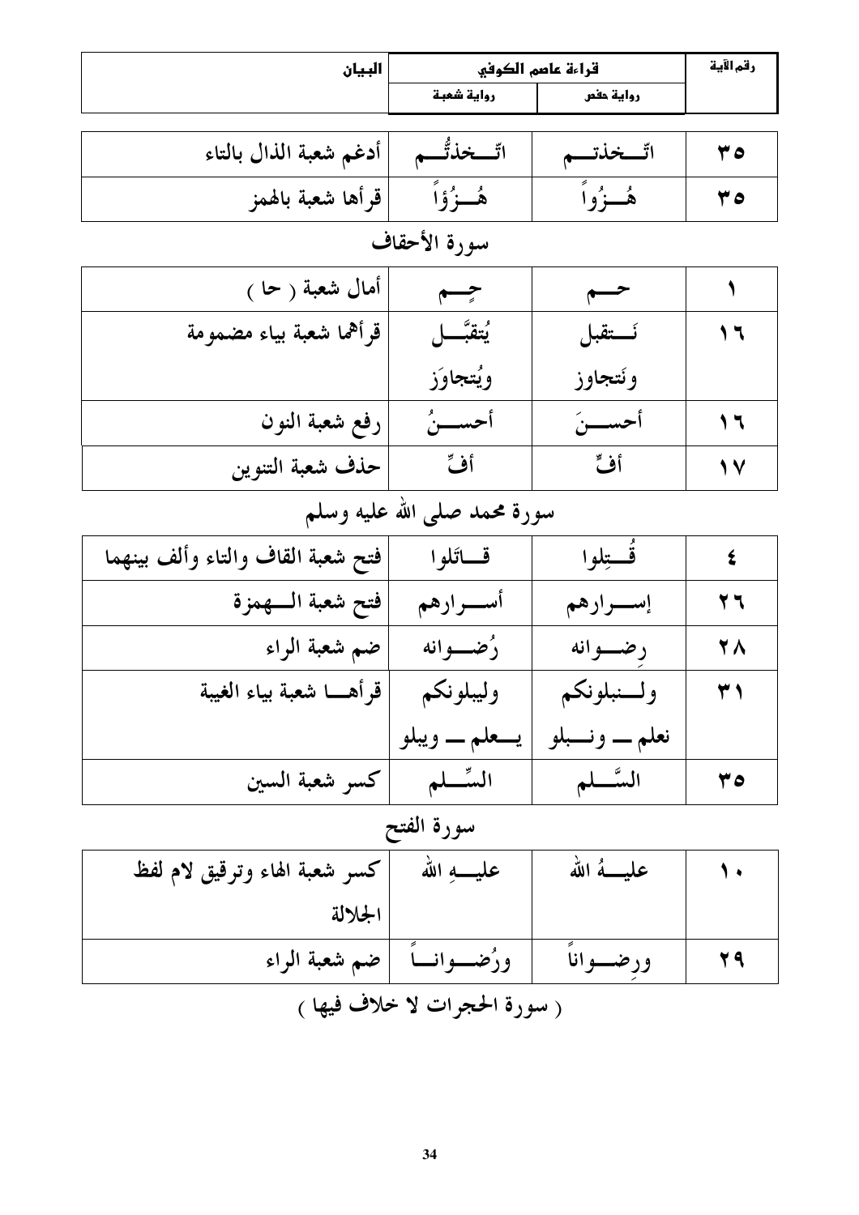| رقم الآية | قراءة عاصم الكوفي | | البيان |
|---|---|---|---|
| | رواية حفص | رواية شعبة | |
| ٣٥ | اتّــخذتــم | اتّــخذتُّــم | أدغم شعبة الذال بالتاء |
| ٣٥ | هُــزُواً | هُــزُؤاً | قرأها شعبة بالهمز |

## سورة الأحقاف

| رقم الآية | رواية حفص | رواية شعبة | البيان |
|---|---|---|---|
| ١ | حــم | حِــم | أمال شعبة ( حا ) |
| ١٦ | نَــتقبل ونَتجاوز | يُتقبَّــل ويُتجاوَز | قرأهما شعبة بياء مضمومة |
| ١٦ | أحســـنَ | أحســـنُ | رفع شعبة النون |
| ١٧ | أفٍّ | أفِّ | حذف شعبة التنوين |

## سورة محمد صلى الله عليه وسلم

| رقم الآية | رواية حفص | رواية شعبة | البيان |
|---|---|---|---|
| ٤ | قُـــتِلوا | قـــاتَلوا | فتح شعبة القاف والتاء وألف بينهما |
| ٢٦ | إســـرارهم | أســـرارهم | فتح شعبة الـــهمزة |
| ٢٨ | رِضـــوانه | رُضـــوانه | ضم شعبة الراء |
| ٣١ | ولـــنبلونكم نعلم ـــ ونـــبلو | وليبلونكم يـــعلم ـــ ويبلو | قرأهـــا شعبة بياء الغيبة |
| ٣٥ | السَّـــلم | السِّـــلم | كسر شعبة السين |

## سورة الفتح

| رقم الآية | رواية حفص | رواية شعبة | البيان |
|---|---|---|---|
| ١٠ | عليـــهُ الله | عليـــهِ الله | كسر شعبة الهاء وترقيق لام لفظ الجلالة |
| ٢٩ | ورِضـــواناً | ورُضـــوانـــاً | ضم شعبة الراء |

( سورة الحجرات لا خلاف فيها )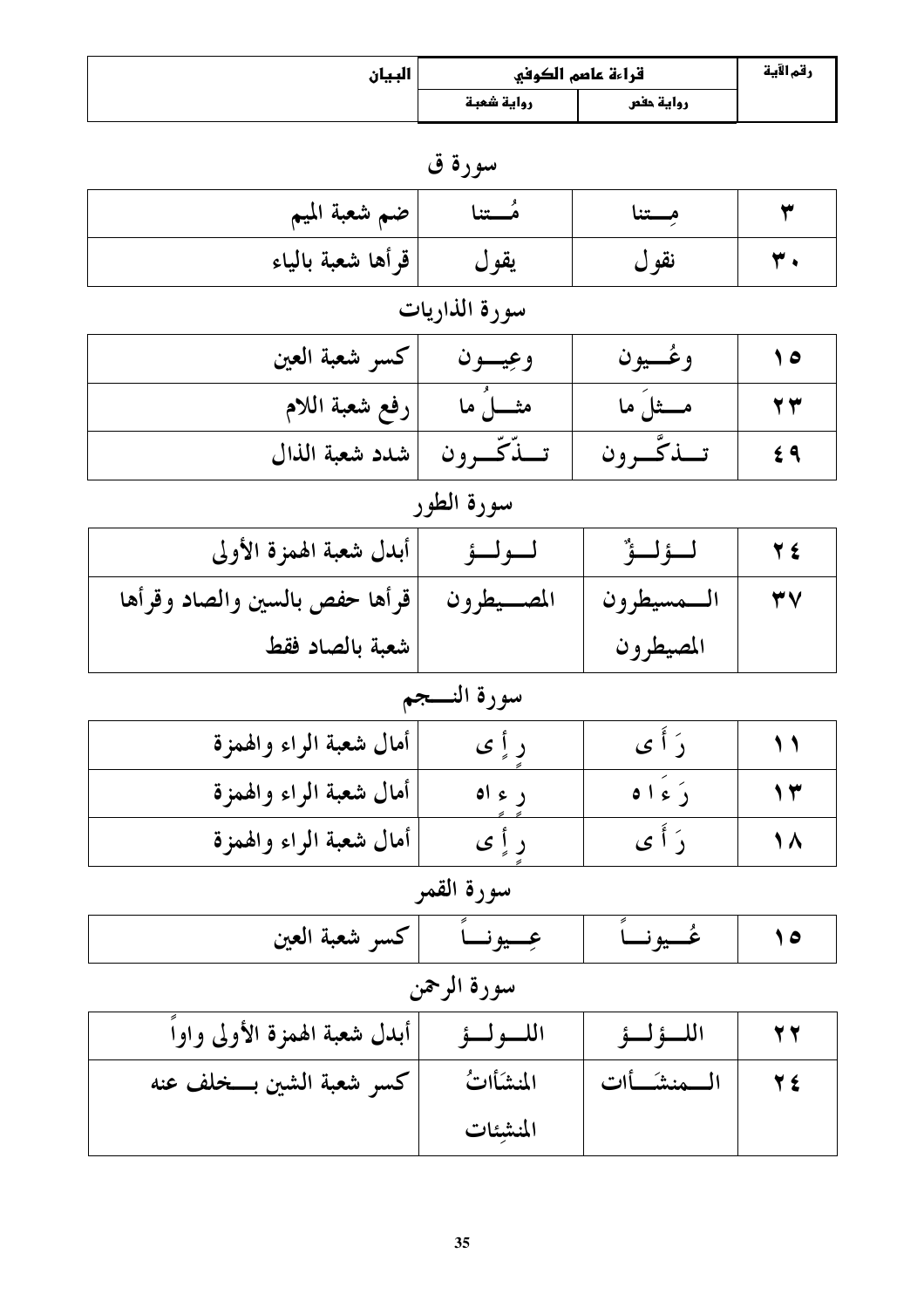| رقم الآية | قراءة عاصم الكوفي | | البيان |
|---|---|---|---|
| | رواية حفص | رواية شعبة | |

## سورة ق

| | | | |
|---|---|---|---|
| ٣ | مِـــتنا | مُـــتنا | ضم شعبة الميم |
| ٣٠ | نقول | يقول | قرأها شعبة بالياء |

## سورة الذاريات

| | | | |
|---|---|---|---|
| ١٥ | وعُـــيون | وعِيـــون | كسر شعبة العين |
| ٢٣ | مـــثلَ ما | مثــلُ ما | رفع شعبة اللام |
| ٤٩ | تـــذكَّـــرون | تـــذّكّـــرون | شدد شعبة الذال |

## سورة الطور

| | | | |
|---|---|---|---|
| ٢٤ | لـــؤلـــؤٌ | لـــولـــؤ | أبدل شعبة الهمزة الأولى |
| ٣٧ | الـــمسيطرون المصيطرون | المصـــيطرون | قرأها حفص بالسين والصاد وقرأها شعبة بالصاد فقط |

## سورة النـــجم

| | | | |
|---|---|---|---|
| ١١ | رَ أَ ى | رِ إِ ى | أمال شعبة الراء والهمزة |
| ١٣ | رَ ءَ ا ه | رِ ءِ اه | أمال شعبة الراء والهمزة |
| ١٨ | رَ أَ ى | رِ إِ ى | أمال شعبة الراء والهمزة |

## سورة القمر

| | | | |
|---|---|---|---|
| ١٥ | عُـــيونـــاً | عِـــيونـــاً | كسر شعبة العين |

## سورة الرحمن

| | | | |
|---|---|---|---|
| ٢٢ | اللـــؤلـــؤ | اللـــولـــؤ | أبدل شعبة الهمزة الأولى واواً |
| ٢٤ | الـــمنشَـــأات | المنشَأاتُ المنشِئات | كسر شعبة الشين بـــخلف عنه |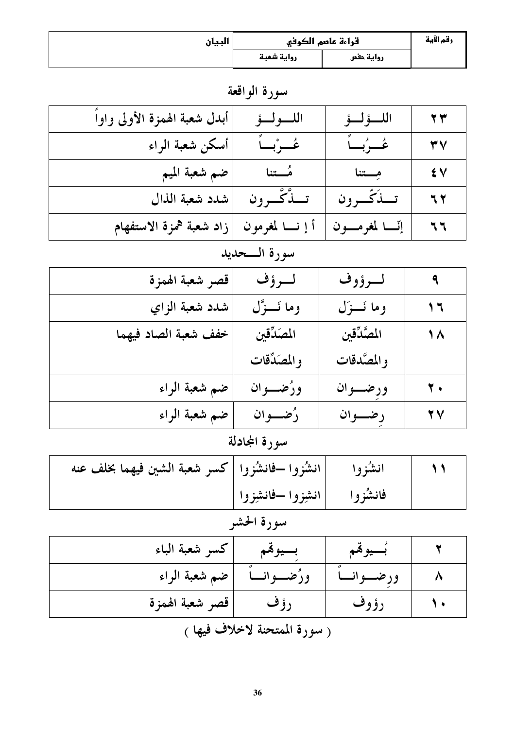| رقم الآية | قراءة عاصم الكوفي | | البيان |
|---|---|---|---|
| | رواية حفص | رواية شعبة | |

## سورة الواقعة

| | | | |
|---|---|---|---|
| ٢٣ | اللــؤلــؤ | اللـــولــؤ | أبدل شعبة الهمزة الأولى واواً |
| ٣٧ | عُــرُبــاً | عُــرْبــاً | أسكن شعبة الراء |
| ٤٧ | مِــتنا | مُــتنا | ضم شعبة الميم |
| ٦٢ | تــذَكّــرون | تــذَّكَّــرون | شدد شعبة الذال |
| ٦٦ | إنّــا لمغرمــون | أ إ نــا لمغرمون | زاد شعبة همزة الاستفهام |

## سورة الــحديد

| | | | |
|---|---|---|---|
| ٩ | لــرؤوف | لــرؤف | قصر شعبة الهمزة |
| ١٦ | وما نَــزَل | وما نَــزَّل | شدد شعبة الزاي |
| ١٨ | المصَّدِّقين والمصَّدقات | المصَدِّقين والمصَدِّقات | خفف شعبة الصاد فيهما |
| ٢٠ | ورِضــوان | ورُضــوان | ضم شعبة الراء |
| ٢٧ | رِضــوان | رُضــوان | ضم شعبة الراء |

## سورة المجادلة

| | | | |
|---|---|---|---|
| ١١ | انشُزوا فانشُزوا | انشُزوا –فانشُزوا انشِزوا –فانشِزوا | كسر شعبة الشين فيهما بخلف عنه |

## سورة الحشر

| | | | |
|---|---|---|---|
| ٢ | بُــيوتهم | بِــيوتهم | كسر شعبة الباء |
| ٨ | ورِضــوانــاً | ورُضــوانــاً | ضم شعبة الراء |
| ١٠ | رؤوف | رؤف | قصر شعبة الهمزة |

( سورة الممتحنة لاخلاف فيها )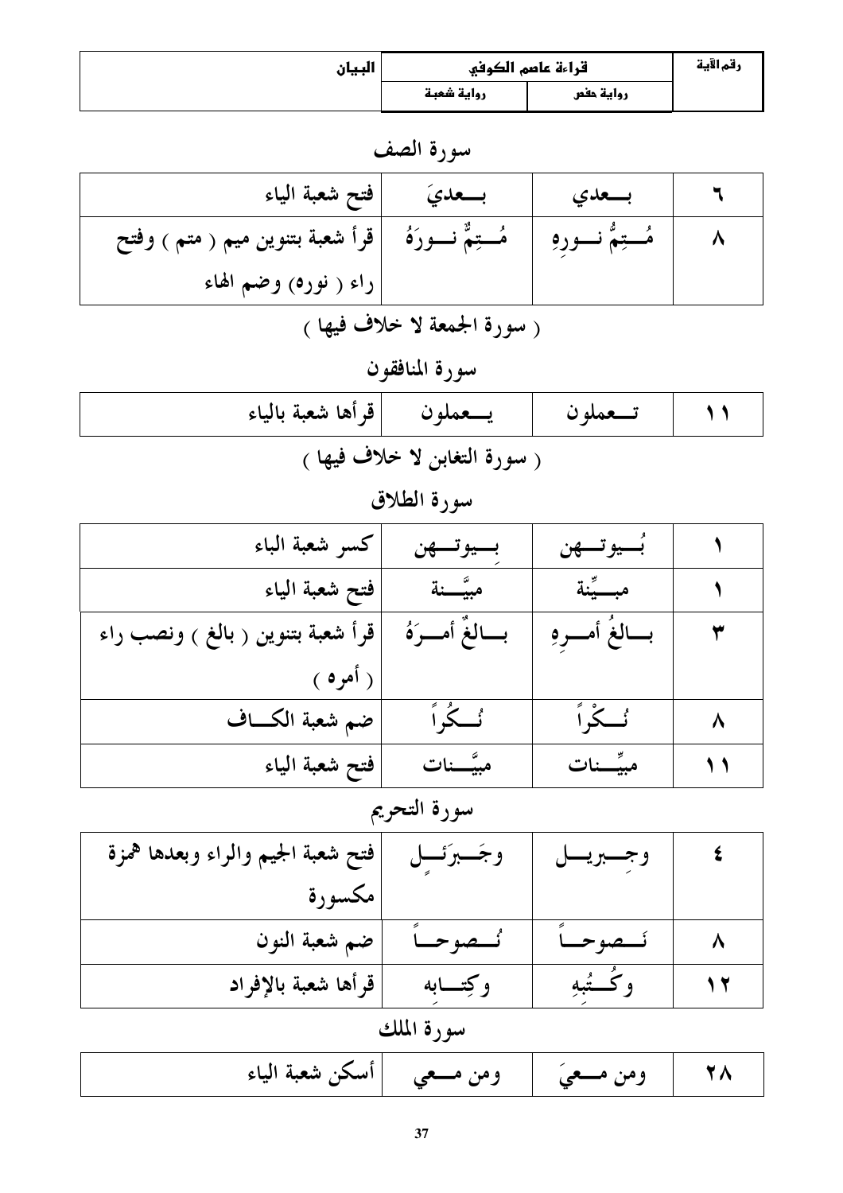| رقم الآية | قراءة عاصم الكوفي | | البيان |
|---|---|---|---|
| | رواية حفص | رواية شعبة | |

## سورة الصف

| رقم الآية | رواية حفص | رواية شعبة | البيان |
|---|---|---|---|
| ٦ | بـــعدي | بـــعديَ | فتح شعبة الياء |
| ٨ | مُـــتِمُّ نـــورِهِ | مُـــتِمٌّ نـــورَهُ | قرأ شعبة بتنوين ميم ( متم ) وفتح راء ( نوره) وضم الهاء |

( سورة الجمعة لا خلاف فيها )

## سورة المنافقون

| رقم الآية | رواية حفص | رواية شعبة | البيان |
|---|---|---|---|
| ١١ | تــعملون | يــعملون | قرأها شعبة بالياء |

( سورة التغابن لا خلاف فيها )

## سورة الطلاق

| رقم الآية | رواية حفص | رواية شعبة | البيان |
|---|---|---|---|
| ١ | بُـــيوتـــهن | بِـــيوتـــهن | كسر شعبة الباء |
| ١ | مبـــيِّنة | مبيَّـــنة | فتح شعبة الياء |
| ٣ | بـــالغُ أمـــرِهِ | بـــالغٌ أمـــرَهُ | قرأ شعبة بتنوين ( بالغ ) ونصب راء ( أمره ) |
| ٨ | نُـــكْراً | نُـــكُراً | ضم شعبة الكـــاف |
| ١١ | مبيِّـــنات | مبيَّـــنات | فتح شعبة الياء |

## سورة التحريم

| رقم الآية | رواية حفص | رواية شعبة | البيان |
|---|---|---|---|
| ٤ | وجِـــبريـــل | وجَـــبرَئـــلٍ | فتح شعبة الجيم والراء وبعدها همزة مكسورة |
| ٨ | نَـــصوحـــاً | نُـــصوحـــاً | ضم شعبة النون |
| ١٢ | وكُـــتُبِهِ | وكِتـــابه | قرأها شعبة بالإفراد |

## سورة الملك

| رقم الآية | رواية حفص | رواية شعبة | البيان |
|---|---|---|---|
| ٢٨ | ومن مـــعيَ | ومن مـــعي | أسكن شعبة الياء |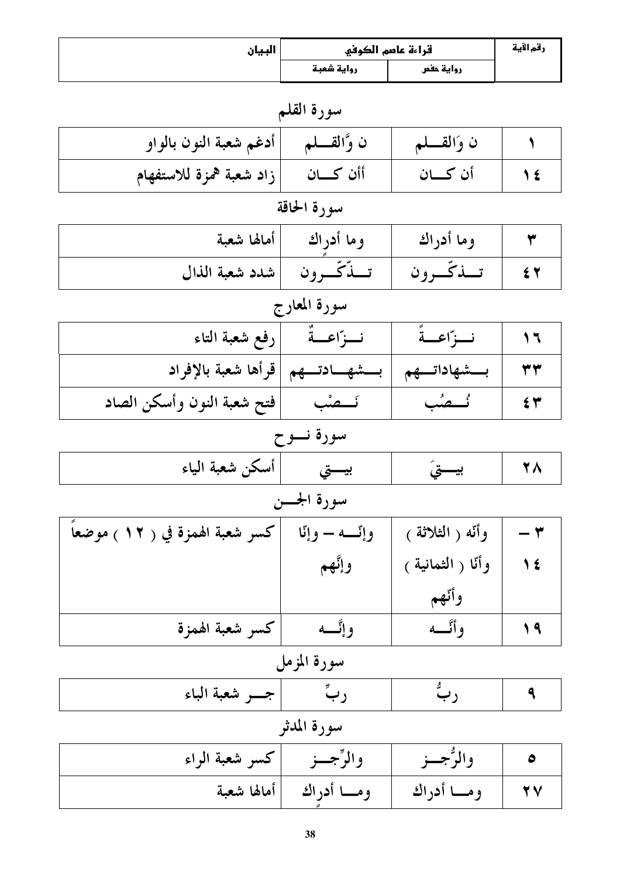| رقم الآية | قراءة عاصم الكوفي | | البيان |
|---|---|---|---|
| | رواية حفص | رواية شعبة | |

## سورة القلم

| | | | |
|---|---|---|---|
| ١ | ن وَالقــلم | ن وَّالقــلم | أدغم شعبة النون بالواو |
| ١٤ | أن كـــان | أأن كـــان | زاد شعبة همزة للاستفهام |

## سورة الحاقة

| | | | |
|---|---|---|---|
| ٣ | وما أدراك | وما أدرٍاك | أمالها شعبة |
| ٤٢ | تــذكّــرون | تــذّكّــرون | شدد شعبة الذال |

## سورة المعارج

| | | | |
|---|---|---|---|
| ١٦ | نــزّاعــةً | نــزّاعــةٌ | رفع شعبة التاء |
| ٣٣ | بــشهاداتــهم | بــشهــادتــهم | قرأها شعبة بالإفراد |
| ٤٣ | نُــصُب | نَــصْب | فتح شعبة النون وأسكن الصاد |

## سورة نــوح

| | | | |
|---|---|---|---|
| ٢٨ | بيــتيَ | بيــتي | أسكن شعبة الياء |

## سورة الجـــن

| | | | |
|---|---|---|---|
| ٣ – ١٤ | وأنّه ( الثلاثة ) وأنّا ( الثمانية ) وأنّهم | وإنّــه – وإنّا وإنَّهم | كسر شعبة الهمزة في ( ١٢ ) موضعاً |
| ١٩ | وأنَّــه | وإنَّــه | كسر شعبة الهمزة |

## سورة المزمل

| | | | |
|---|---|---|---|
| ٩ | ربُّ | ربِّ | جـــر شعبة الباء |

## سورة المدثر

| | | | |
|---|---|---|---|
| ٥ | والرُّجــز | والرِّجــز | كسر شعبة الراء |
| ٢٧ | ومـــا أدراك | ومـــا أدرٍاك | أمالها شعبة |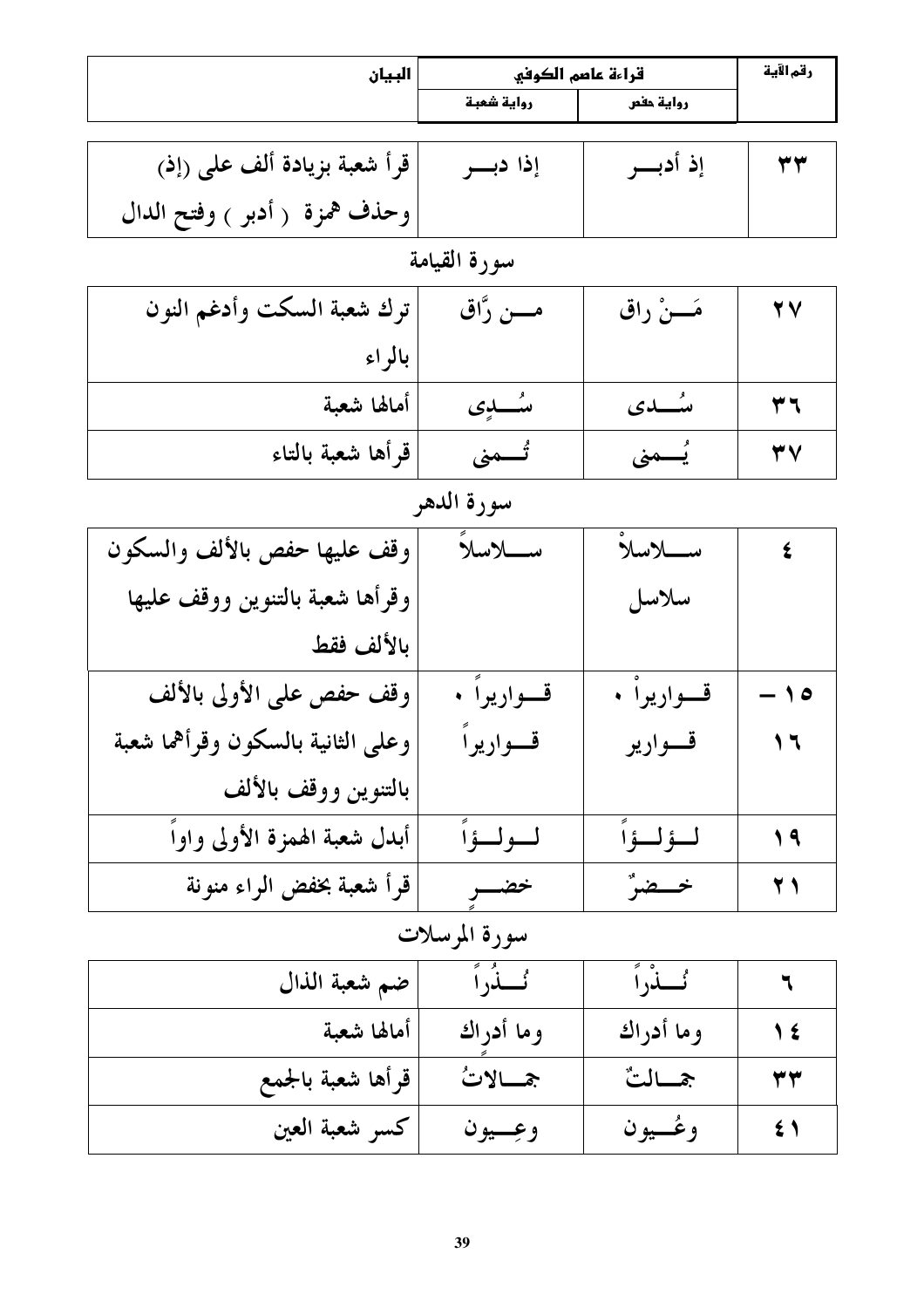| رقم الآية | قراءة عاصم الكوفي | | البيان |
|---|---|---|---|
| | رواية حفص | رواية شعبة | |
| ٣٣ | إذ أدبـــر | إذا دبـــر | قرأ شعبة بزيادة ألف على (إذ) وحذف همزة ( أدبر ) وفتح الدال |

## سورة القيامة

| رقم الآية | رواية حفص | رواية شعبة | البيان |
|---|---|---|---|
| ٢٧ | مَـــنْ راق | مـــن رَّاق | ترك شعبة السكت وأدغم النون بالراء |
| ٣٦ | سُـــدى | سُـــدِى | أمالها شعبة |
| ٣٧ | يُـــمنى | تُـــمنى | قرأها شعبة بالتاء |

## سورة الدهر

| رقم الآية | رواية حفص | رواية شعبة | البيان |
|---|---|---|---|
| ٤ | ســـلاسلاْ سلاسل | ســـلاسلاً | وقف عليها حفص بالألف والسكون وقرأها شعبة بالتنوين ووقف عليها بالألف فقط |
| ١٥ – ١٦ | قـــواريراْ ● قـــوارير | قـــواريراً ● قـــواريراً | وقف حفص على الأولى بالألف وعلى الثانية بالسكون وقرأهما شعبة بالتنوين ووقف بالألف |
| ١٩ | لـــؤلـــؤاً | لـــولـــؤاً | أبدل شعبة الهمزة الأولى واواً |
| ٢١ | خـــضرٌ | خضـــرٍ | قرأ شعبة بخفض الراء منونة |

## سورة المرسلات

| رقم الآية | رواية حفص | رواية شعبة | البيان |
|---|---|---|---|
| ٦ | نُـــذْراً | نُـــذُراً | ضم شعبة الذال |
| ١٤ | وما أدراك | وما أدرٍاك | أمالها شعبة |
| ٣٣ | جمـــالتٌ | جمـــالاتُ | قرأها شعبة بالجمع |
| ٤١ | وعُـــيون | وعِـــيون | كسر شعبة العين |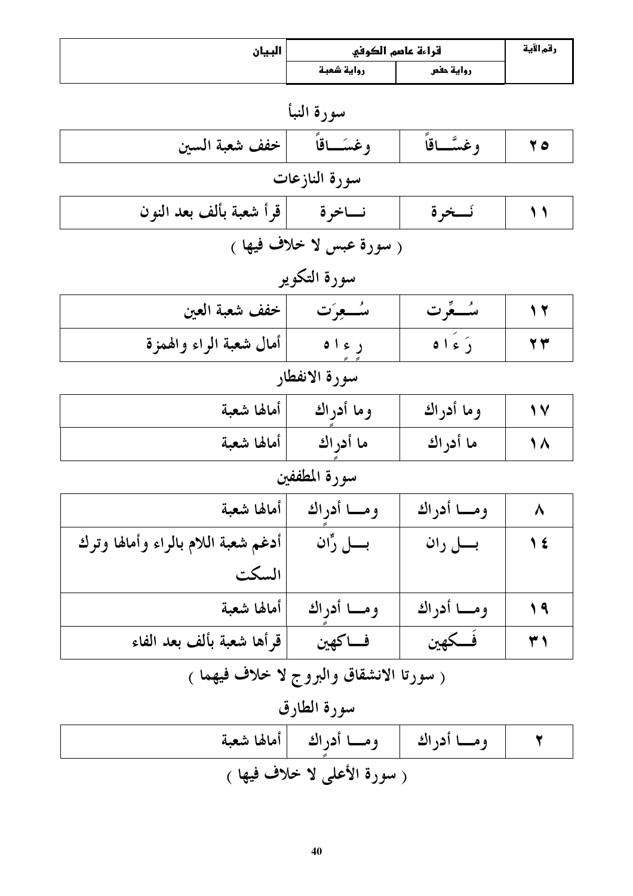| رقم الآية | قراءة عاصم الكوفي | | البيان |
| --- | --- | --- | --- |
| | رواية حفص | رواية شعبة | |

## سورة النبأ

| رقم الآية | رواية حفص | رواية شعبة | البيان |
| --- | --- | --- | --- |
| ٢٥ | وغسَّـــاقاً | وغسَـــاقاً | خفف شعبة السين |

## سورة النازعات

| رقم الآية | رواية حفص | رواية شعبة | البيان |
| --- | --- | --- | --- |
| ١١ | نَـــخرة | نـــاخرة | قرأ شعبة بألف بعد النون |

( سورة عبس لا خلاف فيها )

## سورة التكوير

| رقم الآية | رواية حفص | رواية شعبة | البيان |
| --- | --- | --- | --- |
| ١٢ | سُـــعِّرت | سُـــعِرَت | خفف شعبة العين |
| ٢٣ | رَ ءَ ا ه | رِ ءِ ا ه | أمال شعبة الراء والهمزة |

## سورة الانفطار

| رقم الآية | رواية حفص | رواية شعبة | البيان |
| --- | --- | --- | --- |
| ١٧ | وما أدراك | وما أدراك | أمالها شعبة |
| ١٨ | ما أدراك | ما أدراك | أمالها شعبة |

## سورة المطففين

| رقم الآية | رواية حفص | رواية شعبة | البيان |
| --- | --- | --- | --- |
| ٨ | ومـــا أدراك | ومـــا أدراك | أمالها شعبة |
| ١٤ | بـــل ران | بـــل رّان | أدغم شعبة اللام بالراء وأمالها وترك السكت |
| ١٩ | ومـــا أدراك | ومـــا أدراك | أمالها شعبة |
| ٣١ | فَـــكهين | فـــاكهين | قرأها شعبة بألف بعد الفاء |

( سورتا الانشقاق والبروج لا خلاف فيهما )

## سورة الطارق

| رقم الآية | رواية حفص | رواية شعبة | البيان |
| --- | --- | --- | --- |
| ٢ | ومـــا أدراك | ومـــا أدراك | أمالها شعبة |

( سورة الأعلى لا خلاف فيها )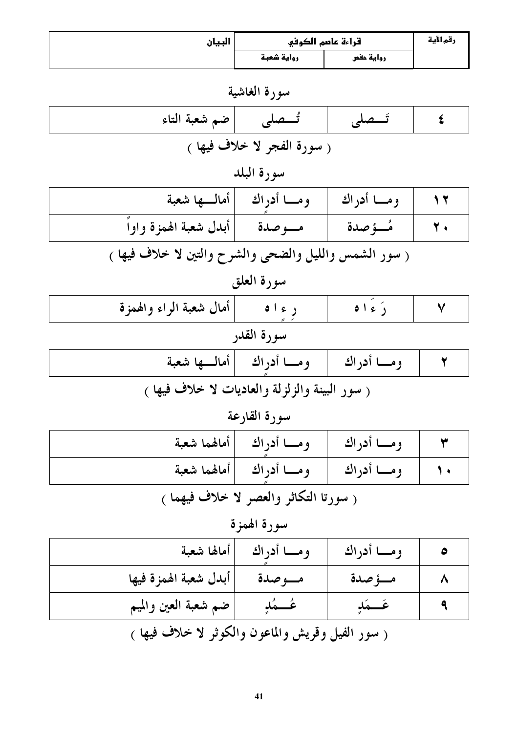| رقم الآية | قراءة عاصم الكوفي | | البيان |
|---|---|---|---|
| | رواية حفص | رواية شعبة | |

## سورة الغاشية

| | | | |
|---|---|---|---|
| ٤ | تَـــصلى | تُـــصلى | ضم شعبة التاء |

( سورة الفجر لا خلاف فيها )

## سورة البلد

| | | | |
|---|---|---|---|
| ١٢ | ومـــا أدراك | ومـــا أدراك | أمالـــها شعبة |
| ٢٠ | مُـــؤصدة | مـــوصدة | أبدل شعبة الهمزة واواً |

( سور الشمس والليل والضحى والشرح والتين لا خلاف فيها )

## سورة العلق

| | | | |
|---|---|---|---|
| ٧ | رَ ءَ ا ه | رِ ءِ ا ه | أمال شعبة الراء والهمزة |

## سورة القدر

| | | | |
|---|---|---|---|
| ٢ | ومـــا أدراك | ومـــا أدراك | أمالـــها شعبة |

( سور البينة والزلزلة والعاديات لا خلاف فيها )

## سورة القارعة

| | | | |
|---|---|---|---|
| ٣ | ومـــا أدراك | ومـــا أدراك | أمالهما شعبة |
| ١٠ | ومـــا أدراك | ومـــا أدراك | أمالهما شعبة |

( سورتا التكاثر والعصر لا خلاف فيهما )

## سورة الهمزة

| | | | |
|---|---|---|---|
| ٥ | ومـــا أدراك | ومـــا أدراك | أمالها شعبة |
| ٨ | مـــؤصدة | مـــوصدة | أبدل شعبة الهمزة فيها |
| ٩ | عَـــمَدٍ | عُـــمُدٍ | ضم شعبة العين والميم |

( سور الفيل وقريش والماعون والكوثر لا خلاف فيها )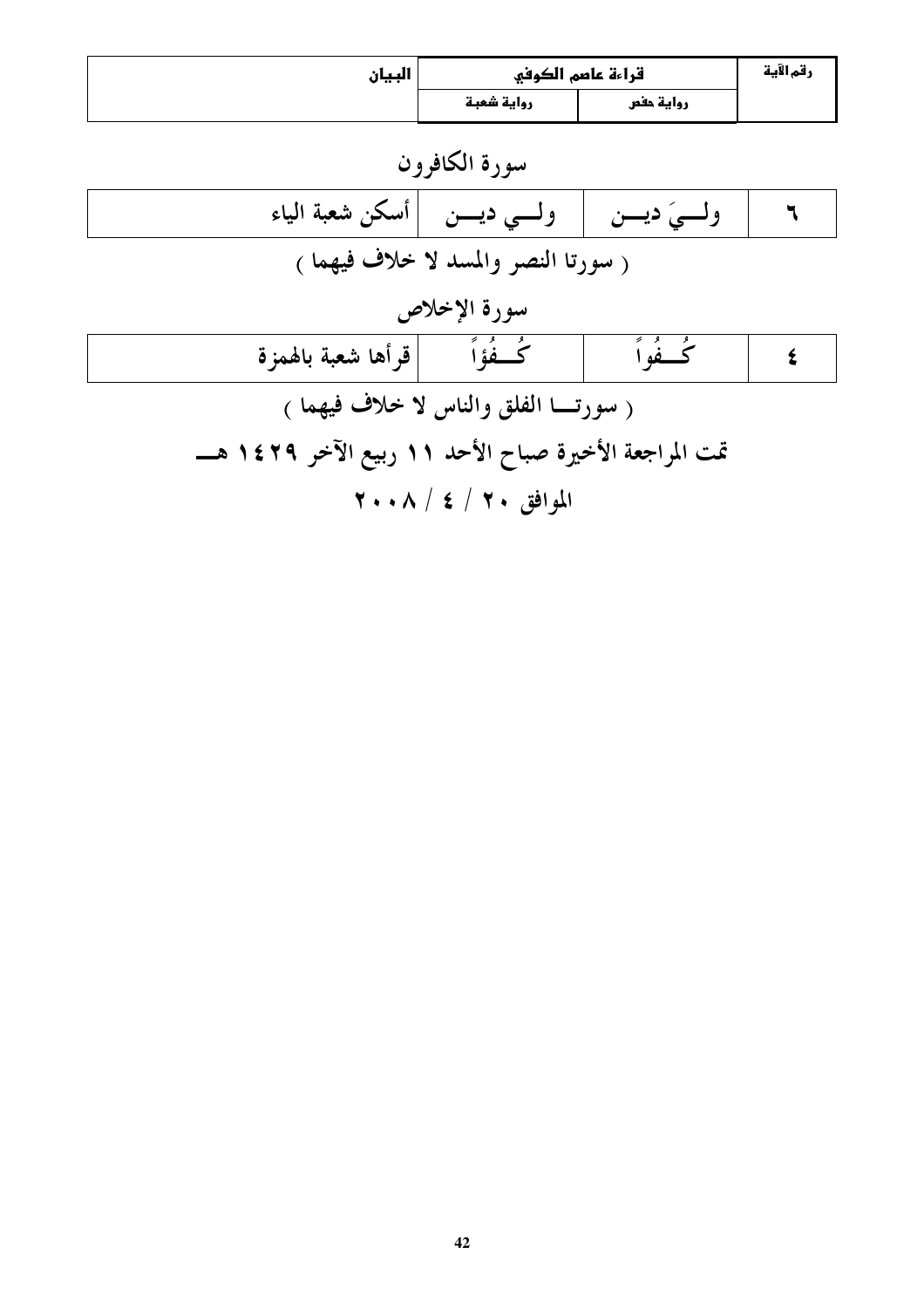| رقم الآية | قراءة عاصم الكوفي | | البيان |
|---|---|---|---|
| | رواية حفص | رواية شعبة | |

## سورة الكافرون

| | | | |
|---|---|---|---|
| ٦ | ولـــيَ ديـــن | ولـــي ديـــن | أسكن شعبة الياء |

( سورتا النصر والمسد لا خلاف فيهما )

## سورة الإخلاص

| | | | |
|---|---|---|---|
| ٤ | كُـــفُواً | كُـــفُؤاً | قرأها شعبة بالهمزة |

( سورتـــا الفلق والناس لا خلاف فيهما )

**تمت المراجعة الأخيرة صباح الأحد ١١ ربيع الآخر ١٤٢٩ هـــ**

**الموافق ٢٠ / ٤ / ٢٠٠٨**